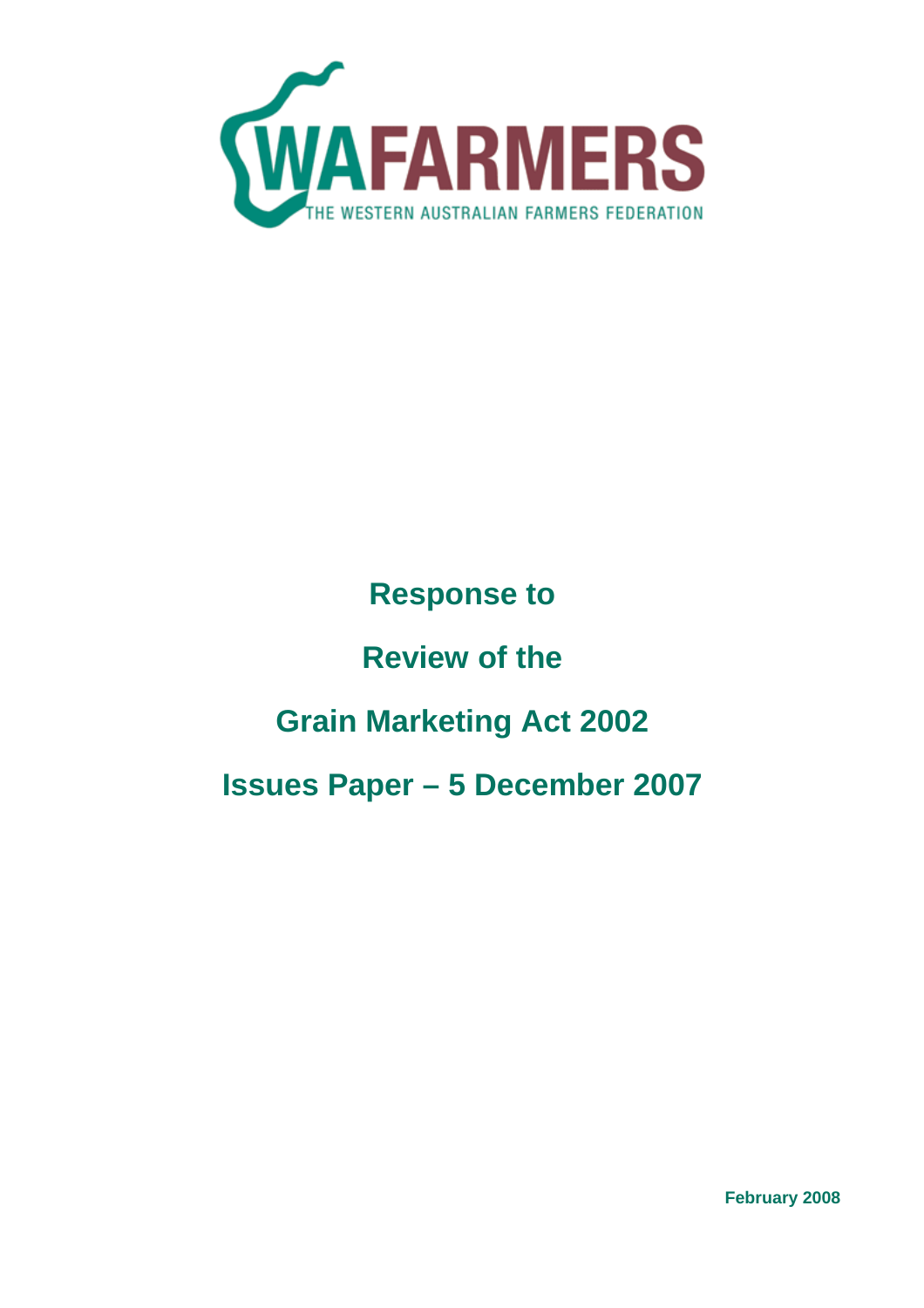WAFARMERS

THE WESTERN AUSTRALIAN FARMERS FEDERATION

# Response to

# Review of the

# Grain Marketing Act 2002

# Issues Paper – 5 December 2007

**February 2008**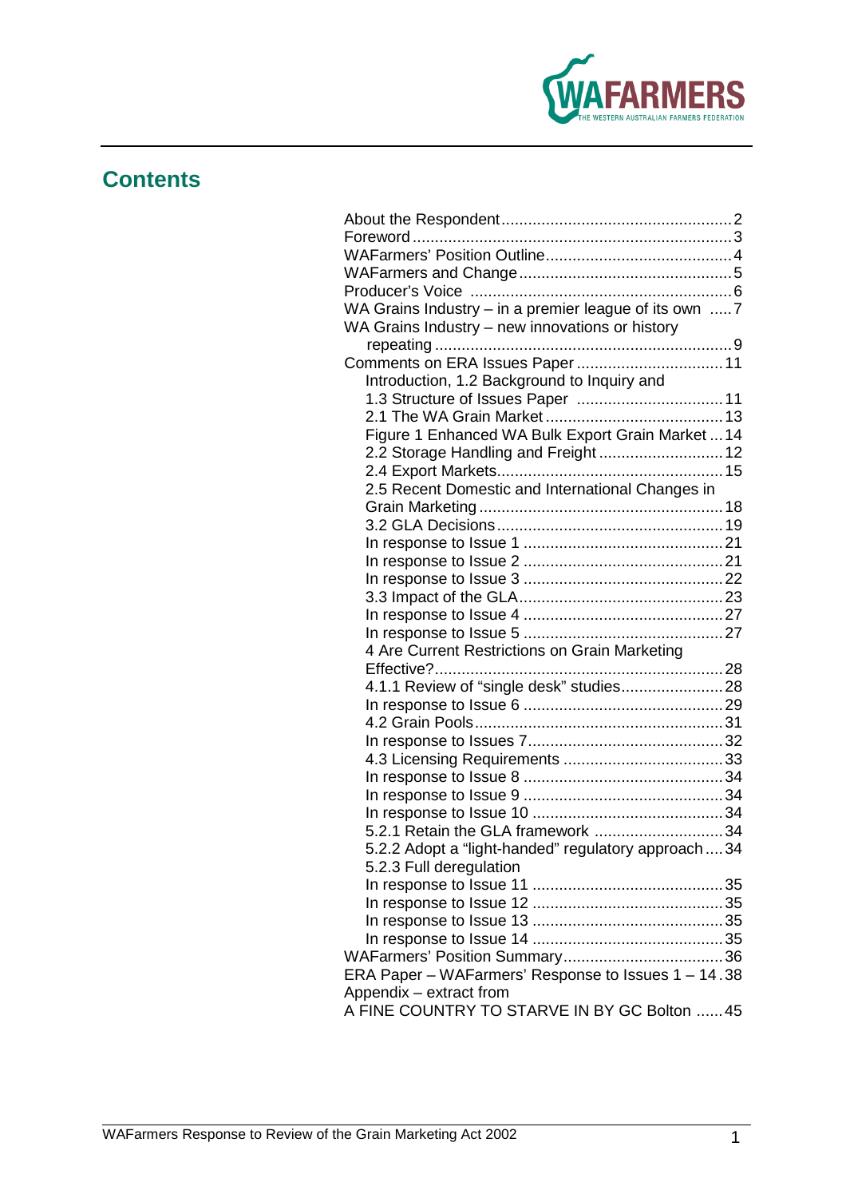# Contents

| | |
|---|---|
| About the Respondent | 2 |
| Foreword | 3 |
| WAFarmers' Position Outline | 4 |
| WAFarmers and Change | 5 |
| Producer's Voice | 6 |
| WA Grains Industry – in a premier league of its own | 7 |
| WA Grains Industry – new innovations or history repeating | 9 |
| Comments on ERA Issues Paper | 11 |
| Introduction, 1.2 Background to Inquiry and 1.3 Structure of Issues Paper | 11 |
| 2.1 The WA Grain Market | 13 |
| Figure 1 Enhanced WA Bulk Export Grain Market | 14 |
| 2.2 Storage Handling and Freight | 12 |
| 2.4 Export Markets | 15 |
| 2.5 Recent Domestic and International Changes in Grain Marketing | 18 |
| 3.2 GLA Decisions | 19 |
| In response to Issue 1 | 21 |
| In response to Issue 2 | 21 |
| In response to Issue 3 | 22 |
| 3.3 Impact of the GLA | 23 |
| In response to Issue 4 | 27 |
| In response to Issue 5 | 27 |
| 4 Are Current Restrictions on Grain Marketing Effective? | 28 |
| 4.1.1 Review of "single desk" studies | 28 |
| In response to Issue 6 | 29 |
| 4.2 Grain Pools | 31 |
| In response to Issues 7 | 32 |
| 4.3 Licensing Requirements | 33 |
| In response to Issue 8 | 34 |
| In response to Issue 9 | 34 |
| In response to Issue 10 | 34 |
| 5.2.1 Retain the GLA framework | 34 |
| 5.2.2 Adopt a "light-handed" regulatory approach | 34 |
| 5.2.3 Full deregulation | |
| In response to Issue 11 | 35 |
| In response to Issue 12 | 35 |
| In response to Issue 13 | 35 |
| In response to Issue 14 | 35 |
| WAFarmers' Position Summary | 36 |
| ERA Paper – WAFarmers' Response to Issues 1 – 14 | 38 |
| Appendix – extract from A FINE COUNTRY TO STARVE IN BY GC Bolton | 45 |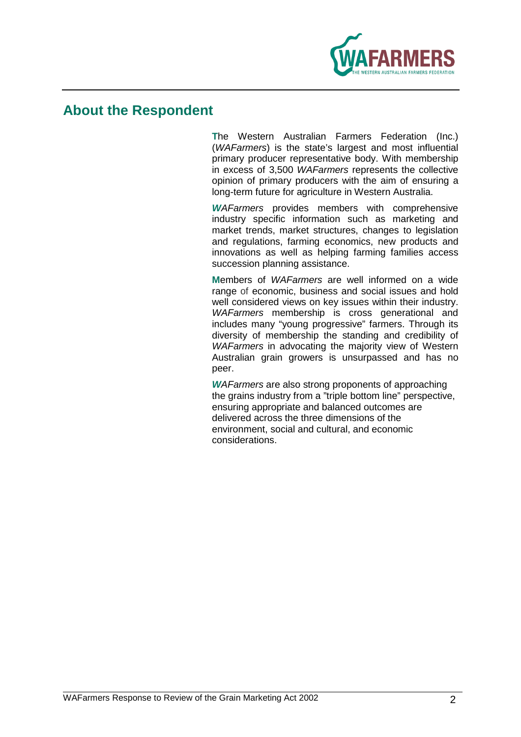## About the Respondent

The Western Australian Farmers Federation (Inc.) (*WAFarmers*) is the state's largest and most influential primary producer representative body. With membership in excess of 3,500 *WAFarmers* represents the collective opinion of primary producers with the aim of ensuring a long-term future for agriculture in Western Australia.

*WAFarmers* provides members with comprehensive industry specific information such as marketing and market trends, market structures, changes to legislation and regulations, farming economics, new products and innovations as well as helping farming families access succession planning assistance.

Members of *WAFarmers* are well informed on a wide range of economic, business and social issues and hold well considered views on key issues within their industry. *WAFarmers* membership is cross generational and includes many "young progressive" farmers. Through its diversity of membership the standing and credibility of *WAFarmers* in advocating the majority view of Western Australian grain growers is unsurpassed and has no peer.

*WAFarmers* are also strong proponents of approaching the grains industry from a "triple bottom line" perspective, ensuring appropriate and balanced outcomes are delivered across the three dimensions of the environment, social and cultural, and economic considerations.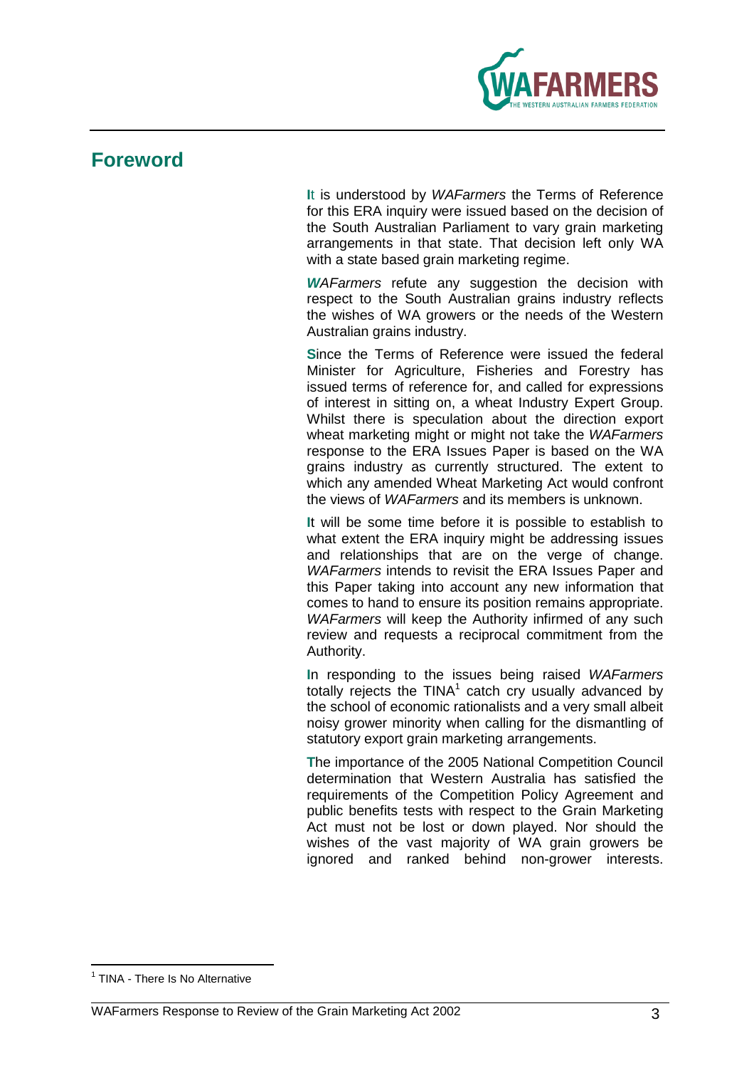## Foreword

It is understood by *WAFarmers* the Terms of Reference for this ERA inquiry were issued based on the decision of the South Australian Parliament to vary grain marketing arrangements in that state. That decision left only WA with a state based grain marketing regime.

*WAFarmers* refute any suggestion the decision with respect to the South Australian grains industry reflects the wishes of WA growers or the needs of the Western Australian grains industry.

Since the Terms of Reference were issued the federal Minister for Agriculture, Fisheries and Forestry has issued terms of reference for, and called for expressions of interest in sitting on, a wheat Industry Expert Group. Whilst there is speculation about the direction export wheat marketing might or might not take the *WAFarmers* response to the ERA Issues Paper is based on the WA grains industry as currently structured. The extent to which any amended Wheat Marketing Act would confront the views of *WAFarmers* and its members is unknown.

It will be some time before it is possible to establish to what extent the ERA inquiry might be addressing issues and relationships that are on the verge of change. *WAFarmers* intends to revisit the ERA Issues Paper and this Paper taking into account any new information that comes to hand to ensure its position remains appropriate. *WAFarmers* will keep the Authority infirmed of any such review and requests a reciprocal commitment from the Authority.

In responding to the issues being raised *WAFarmers* totally rejects the TINA[1] catch cry usually advanced by the school of economic rationalists and a very small albeit noisy grower minority when calling for the dismantling of statutory export grain marketing arrangements.

The importance of the 2005 National Competition Council determination that Western Australia has satisfied the requirements of the Competition Policy Agreement and public benefits tests with respect to the Grain Marketing Act must not be lost or down played. Nor should the wishes of the vast majority of WA grain growers be ignored and ranked behind non-grower interests.

[1] TINA - There Is No Alternative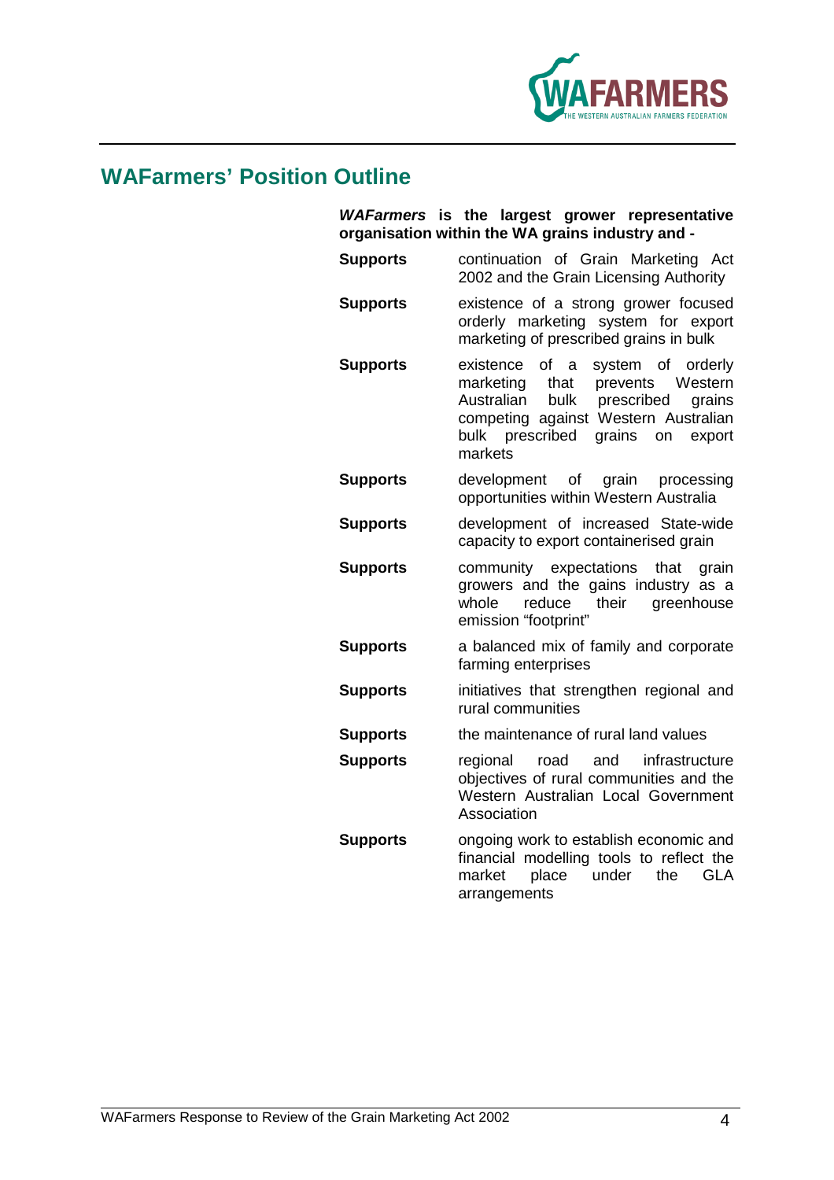## WAFarmers' Position Outline

***WAFarmers* is the largest grower representative organisation within the WA grains industry and -**

| | |
|---|---|
| **Supports** | continuation of Grain Marketing Act 2002 and the Grain Licensing Authority |
| **Supports** | existence of a strong grower focused orderly marketing system for export marketing of prescribed grains in bulk |
| **Supports** | existence of a system of orderly marketing that prevents Western Australian bulk prescribed grains competing against Western Australian bulk prescribed grains on export markets |
| **Supports** | development of grain processing opportunities within Western Australia |
| **Supports** | development of increased State-wide capacity to export containerised grain |
| **Supports** | community expectations that grain growers and the gains industry as a whole reduce their greenhouse emission "footprint" |
| **Supports** | a balanced mix of family and corporate farming enterprises |
| **Supports** | initiatives that strengthen regional and rural communities |
| **Supports** | the maintenance of rural land values |
| **Supports** | regional road and infrastructure objectives of rural communities and the Western Australian Local Government Association |
| **Supports** | ongoing work to establish economic and financial modelling tools to reflect the market place under the GLA arrangements |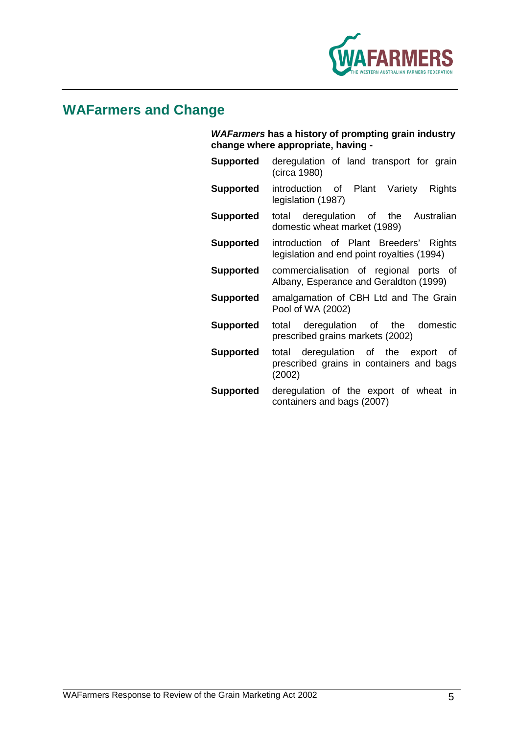# WAFarmers and Change

***WAFarmers*** **has a history of prompting grain industry change where appropriate, having -**

**Supported** deregulation of land transport for grain (circa 1980)

**Supported** introduction of Plant Variety Rights legislation (1987)

**Supported** total deregulation of the Australian domestic wheat market (1989)

**Supported** introduction of Plant Breeders' Rights legislation and end point royalties (1994)

**Supported** commercialisation of regional ports of Albany, Esperance and Geraldton (1999)

**Supported** amalgamation of CBH Ltd and The Grain Pool of WA (2002)

**Supported** total deregulation of the domestic prescribed grains markets (2002)

**Supported** total deregulation of the export of prescribed grains in containers and bags (2002)

**Supported** deregulation of the export of wheat in containers and bags (2007)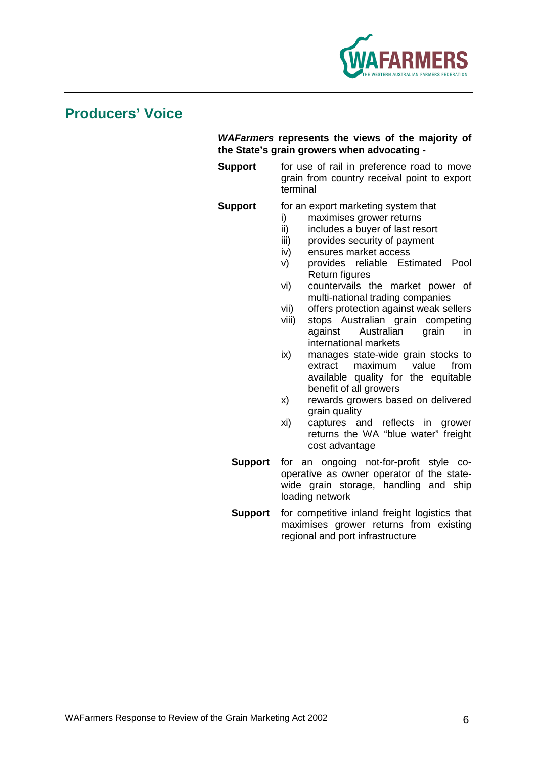## Producers' Voice

***WAFarmers* represents the views of the majority of the State's grain growers when advocating -**

**Support** for use of rail in preference road to move grain from country receival point to export terminal

**Support** for an export marketing system that

- i) maximises grower returns
- ii) includes a buyer of last resort
- iii) provides security of payment
- iv) ensures market access
- v) provides reliable Estimated Pool Return figures
- vi) countervails the market power of multi-national trading companies
- vii) offers protection against weak sellers
- viii) stops Australian grain competing against Australian grain in international markets
- ix) manages state-wide grain stocks to extract maximum value from available quality for the equitable benefit of all growers
- x) rewards growers based on delivered grain quality
- xi) captures and reflects in grower returns the WA "blue water" freight cost advantage

**Support** for an ongoing not-for-profit style co-operative as owner operator of the state-wide grain storage, handling and ship loading network

**Support** for competitive inland freight logistics that maximises grower returns from existing regional and port infrastructure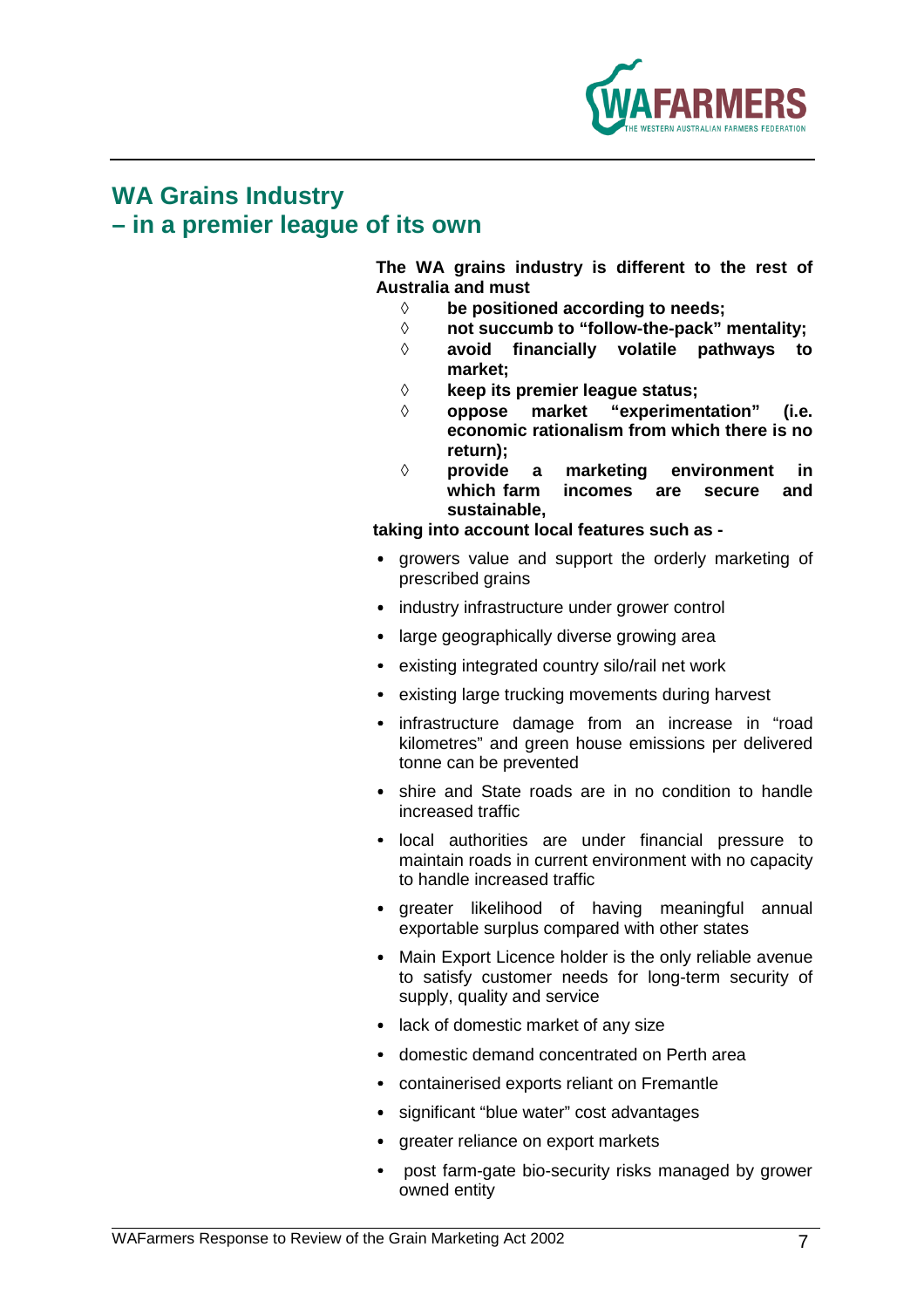## WA Grains Industry
## – in a premier league of its own

**The WA grains industry is different to the rest of Australia and must**

- ◊ **be positioned according to needs;**
- ◊ **not succumb to "follow-the-pack" mentality;**
- ◊ **avoid financially volatile pathways to market;**
- ◊ **keep its premier league status;**
- ◊ **oppose market "experimentation" (i.e. economic rationalism from which there is no return);**
- ◊ **provide a marketing environment in which farm incomes are secure and sustainable,**

**taking into account local features such as -**

- growers value and support the orderly marketing of prescribed grains
- industry infrastructure under grower control
- large geographically diverse growing area
- existing integrated country silo/rail net work
- existing large trucking movements during harvest
- infrastructure damage from an increase in "road kilometres" and green house emissions per delivered tonne can be prevented
- shire and State roads are in no condition to handle increased traffic
- local authorities are under financial pressure to maintain roads in current environment with no capacity to handle increased traffic
- greater likelihood of having meaningful annual exportable surplus compared with other states
- Main Export Licence holder is the only reliable avenue to satisfy customer needs for long-term security of supply, quality and service
- lack of domestic market of any size
- domestic demand concentrated on Perth area
- containerised exports reliant on Fremantle
- significant "blue water" cost advantages
- greater reliance on export markets
- post farm-gate bio-security risks managed by grower owned entity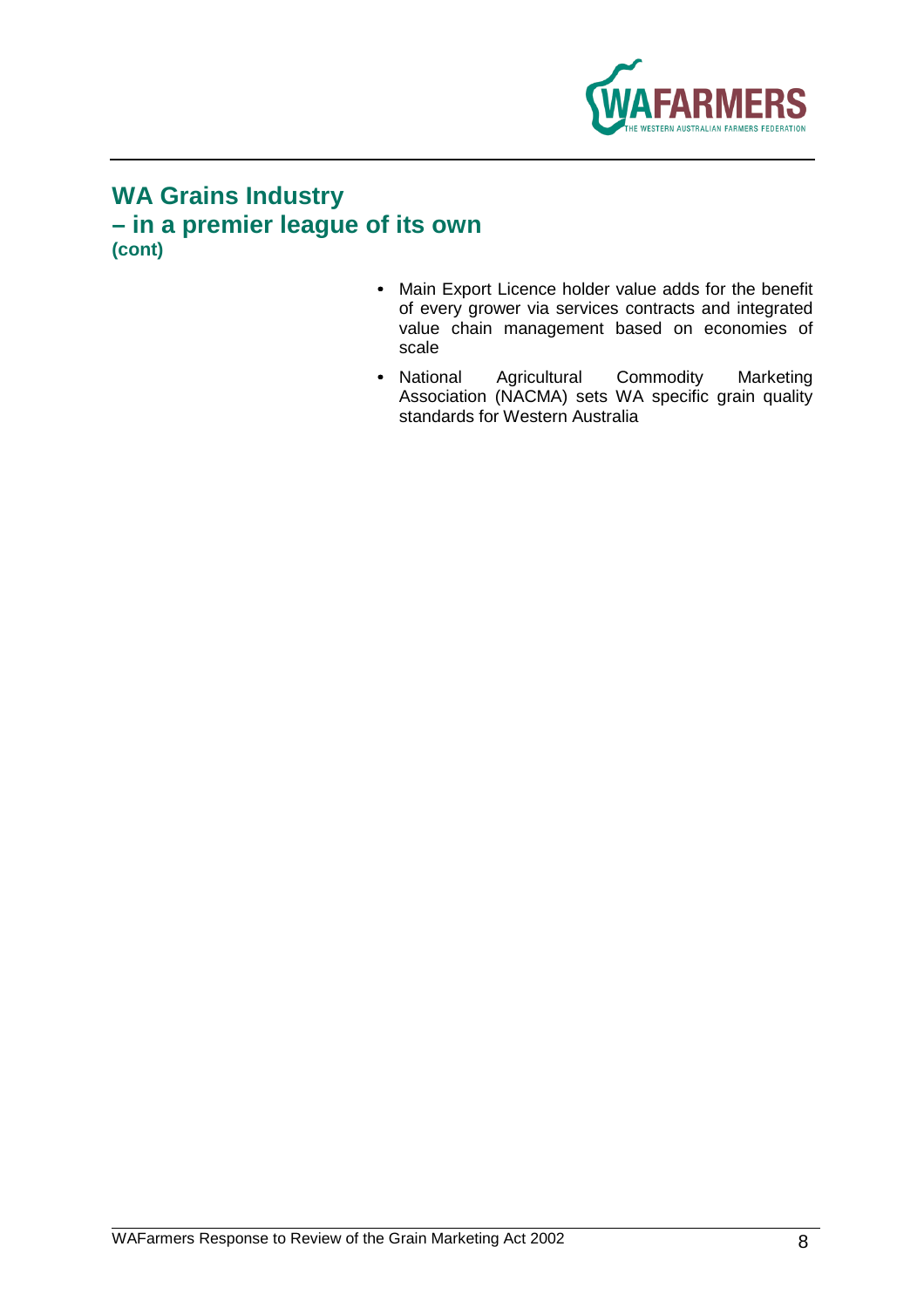## WA Grains Industry
## – in a premier league of its own
**(cont)**

- Main Export Licence holder value adds for the benefit of every grower via services contracts and integrated value chain management based on economies of scale
- National Agricultural Commodity Marketing Association (NACMA) sets WA specific grain quality standards for Western Australia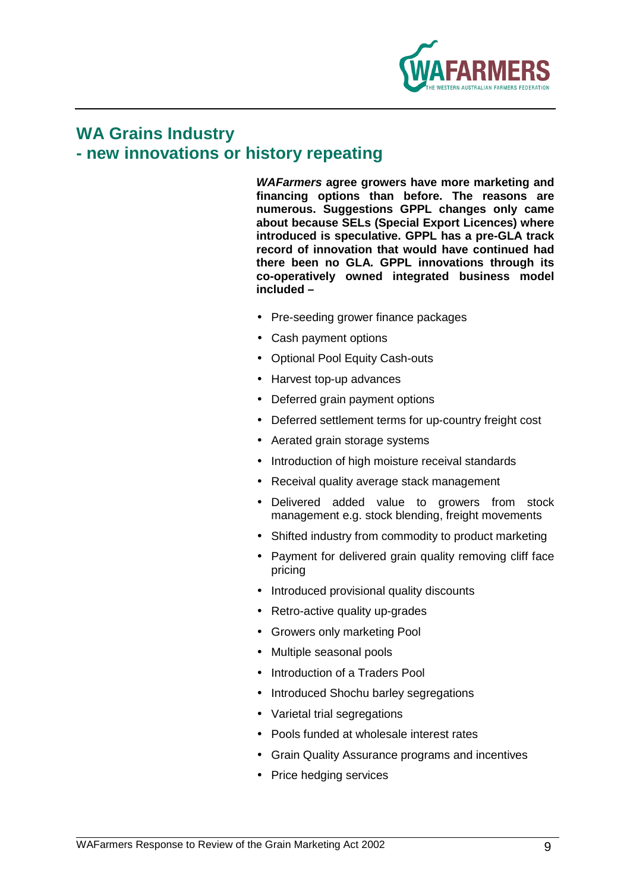## WA Grains Industry
## - new innovations or history repeating

***WAFarmers* agree growers have more marketing and financing options than before. The reasons are numerous. Suggestions GPPL changes only came about because SELs (Special Export Licences) where introduced is speculative. GPPL has a pre-GLA track record of innovation that would have continued had there been no GLA. GPPL innovations through its co-operatively owned integrated business model included –**

- Pre-seeding grower finance packages
- Cash payment options
- Optional Pool Equity Cash-outs
- Harvest top-up advances
- Deferred grain payment options
- Deferred settlement terms for up-country freight cost
- Aerated grain storage systems
- Introduction of high moisture receival standards
- Receival quality average stack management
- Delivered added value to growers from stock management e.g. stock blending, freight movements
- Shifted industry from commodity to product marketing
- Payment for delivered grain quality removing cliff face pricing
- Introduced provisional quality discounts
- Retro-active quality up-grades
- Growers only marketing Pool
- Multiple seasonal pools
- Introduction of a Traders Pool
- Introduced Shochu barley segregations
- Varietal trial segregations
- Pools funded at wholesale interest rates
- Grain Quality Assurance programs and incentives
- Price hedging services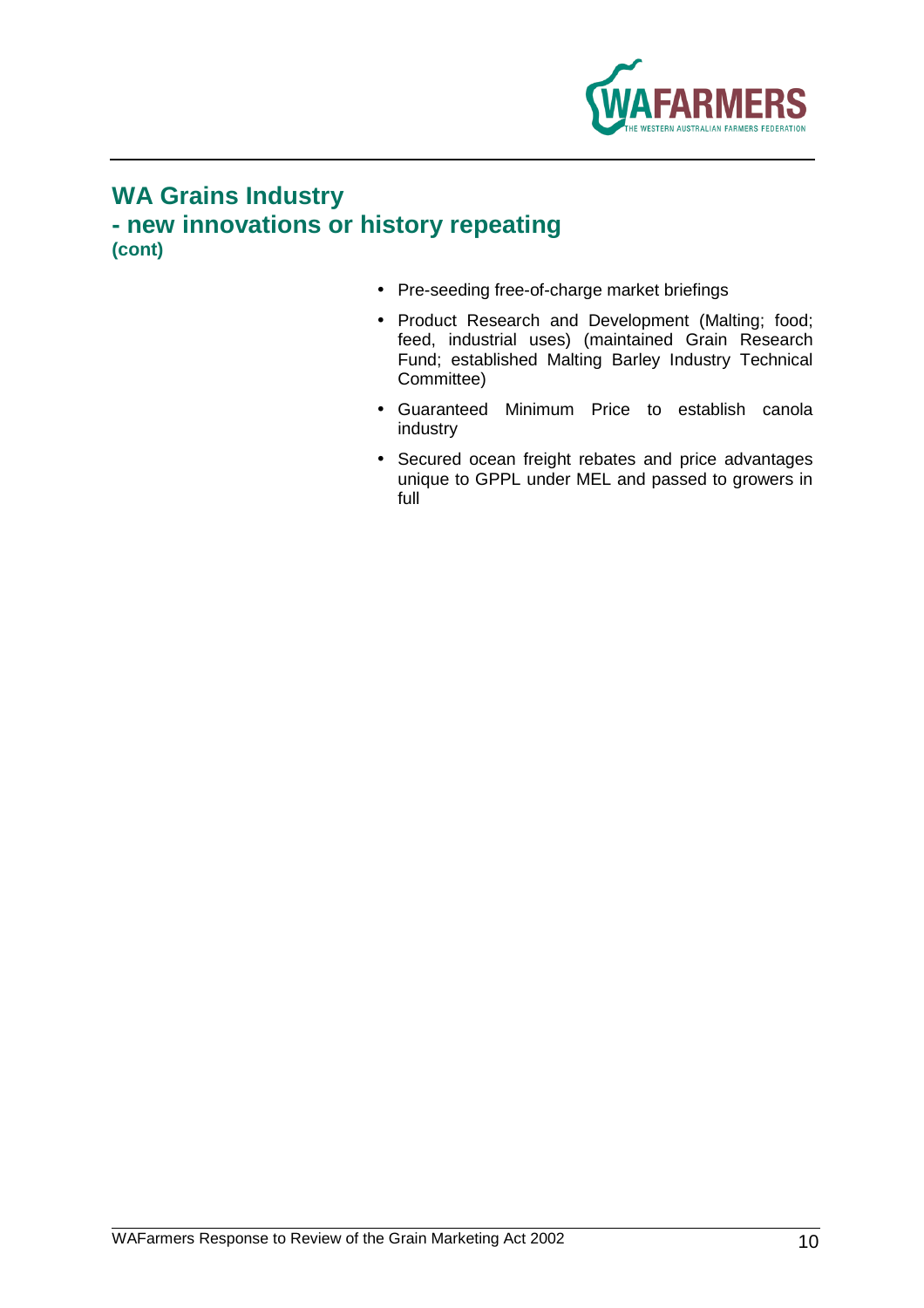## WA Grains Industry
## - new innovations or history repeating
**(cont)**

- Pre-seeding free-of-charge market briefings
- Product Research and Development (Malting; food; feed, industrial uses) (maintained Grain Research Fund; established Malting Barley Industry Technical Committee)
- Guaranteed Minimum Price to establish canola industry
- Secured ocean freight rebates and price advantages unique to GPPL under MEL and passed to growers in full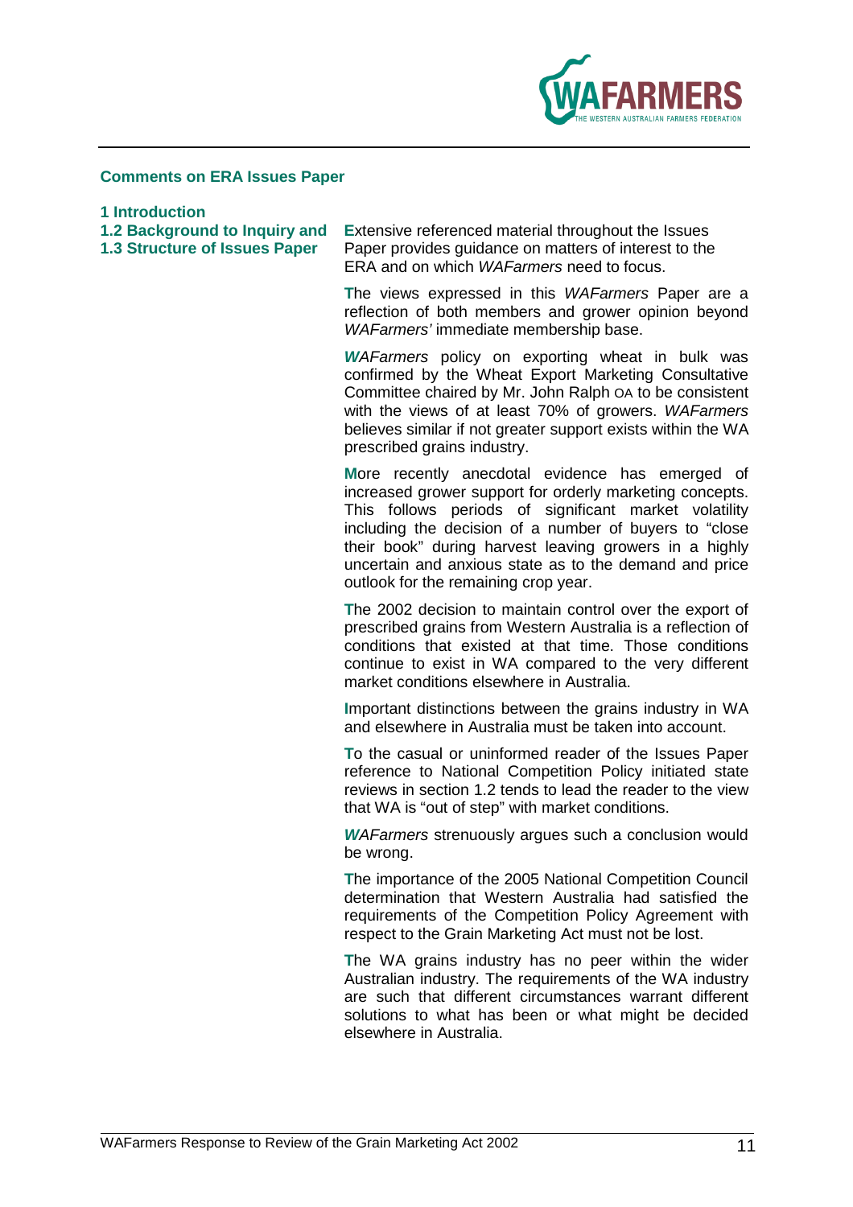## Comments on ERA Issues Paper

### 1 Introduction

### 1.2 Background to Inquiry and 1.3 Structure of Issues Paper

Extensive referenced material throughout the Issues Paper provides guidance on matters of interest to the ERA and on which *WAFarmers* need to focus.

The views expressed in this *WAFarmers* Paper are a reflection of both members and grower opinion beyond *WAFarmers'* immediate membership base.

*WAFarmers* policy on exporting wheat in bulk was confirmed by the Wheat Export Marketing Consultative Committee chaired by Mr. John Ralph OA to be consistent with the views of at least 70% of growers. *WAFarmers* believes similar if not greater support exists within the WA prescribed grains industry.

More recently anecdotal evidence has emerged of increased grower support for orderly marketing concepts. This follows periods of significant market volatility including the decision of a number of buyers to "close their book" during harvest leaving growers in a highly uncertain and anxious state as to the demand and price outlook for the remaining crop year.

The 2002 decision to maintain control over the export of prescribed grains from Western Australia is a reflection of conditions that existed at that time. Those conditions continue to exist in WA compared to the very different market conditions elsewhere in Australia.

Important distinctions between the grains industry in WA and elsewhere in Australia must be taken into account.

To the casual or uninformed reader of the Issues Paper reference to National Competition Policy initiated state reviews in section 1.2 tends to lead the reader to the view that WA is "out of step" with market conditions.

*WAFarmers* strenuously argues such a conclusion would be wrong.

The importance of the 2005 National Competition Council determination that Western Australia had satisfied the requirements of the Competition Policy Agreement with respect to the Grain Marketing Act must not be lost.

The WA grains industry has no peer within the wider Australian industry. The requirements of the WA industry are such that different circumstances warrant different solutions to what has been or what might be decided elsewhere in Australia.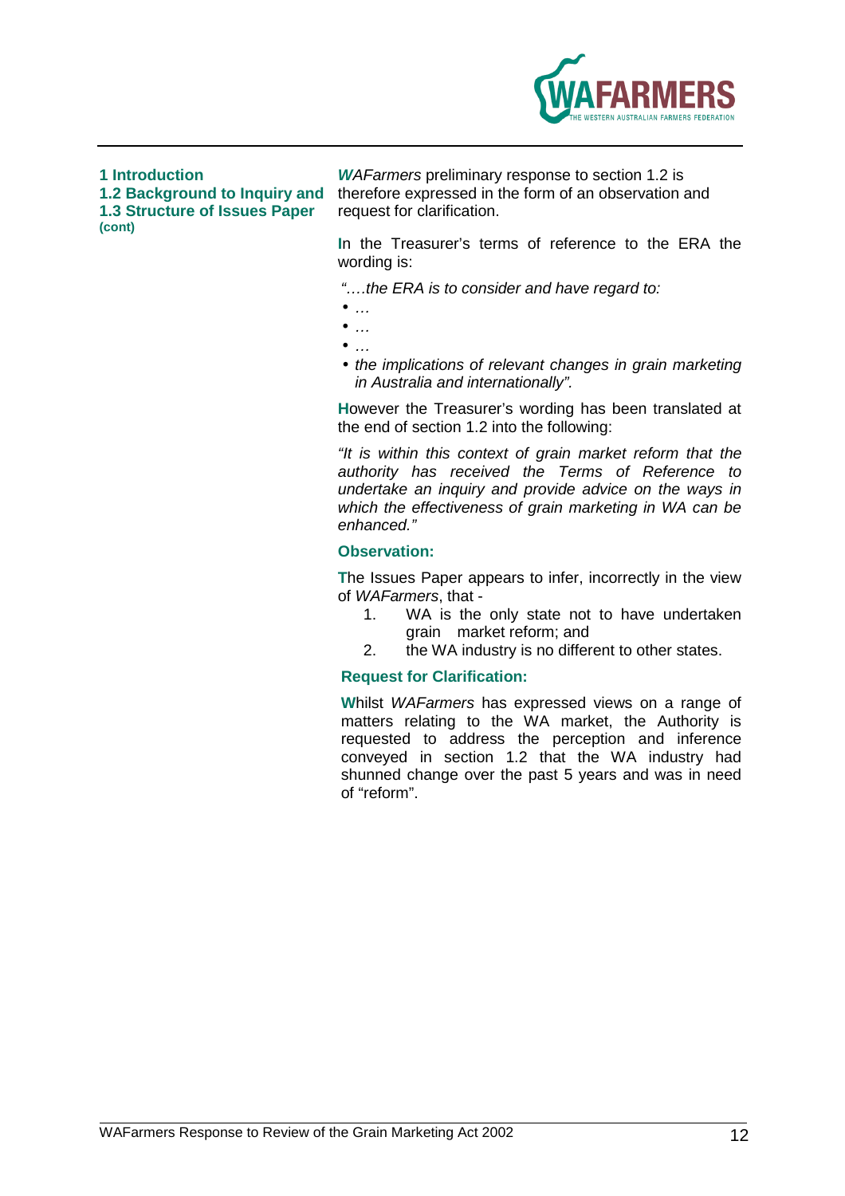**1 Introduction**
**1.2 Background to Inquiry and**
**1.3 Structure of Issues Paper**
**(cont)**

*WAFarmers* preliminary response to section 1.2 is therefore expressed in the form of an observation and request for clarification.

In the Treasurer's terms of reference to the ERA the wording is:

*"….the ERA is to consider and have regard to:*

- *…*
- *…*
- *…*
- *the implications of relevant changes in grain marketing in Australia and internationally".*

However the Treasurer's wording has been translated at the end of section 1.2 into the following:

*"It is within this context of grain market reform that the authority has received the Terms of Reference to undertake an inquiry and provide advice on the ways in which the effectiveness of grain marketing in WA can be enhanced."*

**Observation:**

The Issues Paper appears to infer, incorrectly in the view of *WAFarmers*, that -

1. WA is the only state not to have undertaken grain market reform; and
2. the WA industry is no different to other states.

**Request for Clarification:**

Whilst *WAFarmers* has expressed views on a range of matters relating to the WA market, the Authority is requested to address the perception and inference conveyed in section 1.2 that the WA industry had shunned change over the past 5 years and was in need of "reform".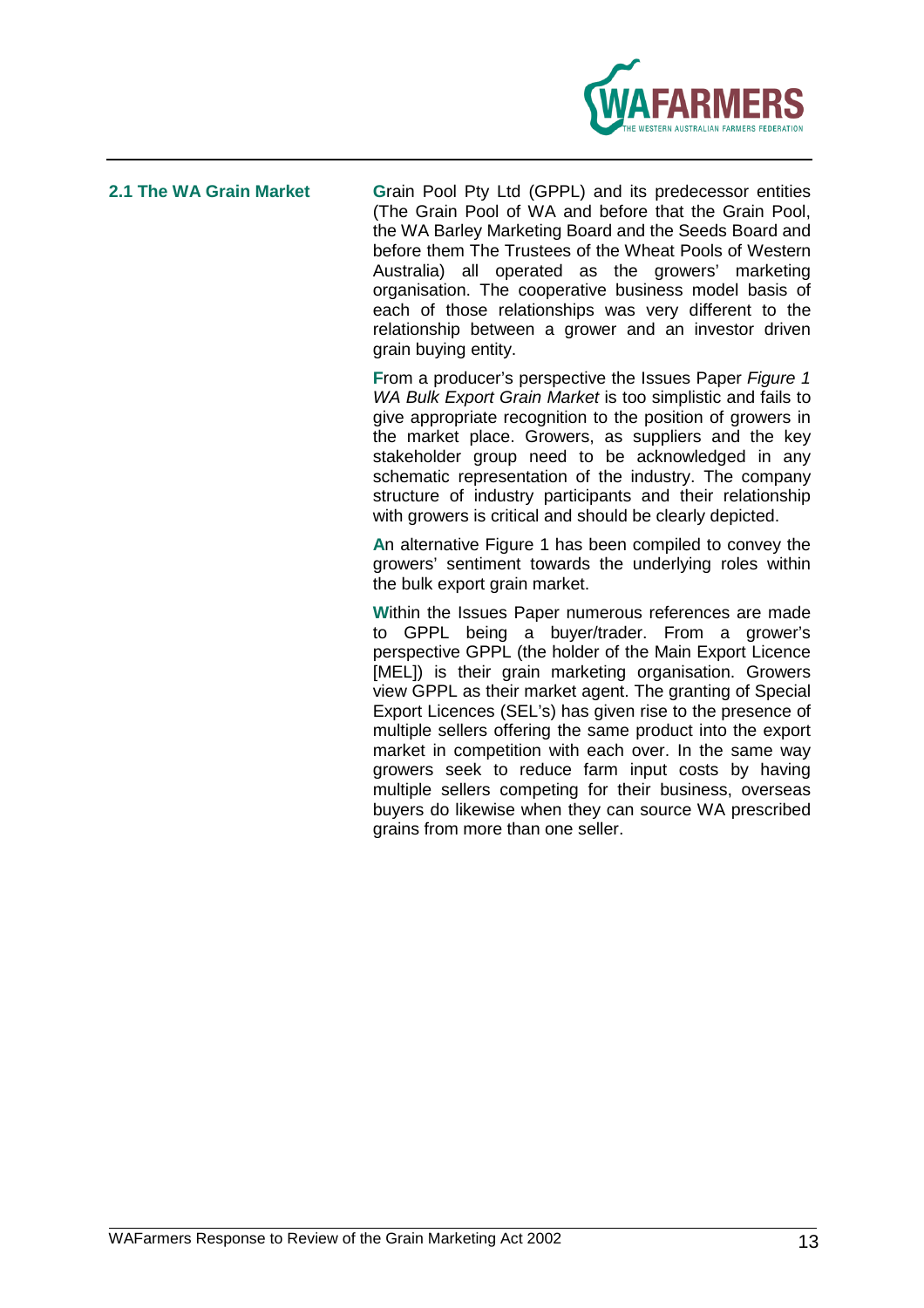## 2.1 The WA Grain Market

Grain Pool Pty Ltd (GPPL) and its predecessor entities (The Grain Pool of WA and before that the Grain Pool, the WA Barley Marketing Board and the Seeds Board and before them The Trustees of the Wheat Pools of Western Australia) all operated as the growers' marketing organisation. The cooperative business model basis of each of those relationships was very different to the relationship between a grower and an investor driven grain buying entity.

From a producer's perspective the Issues Paper *Figure 1 WA Bulk Export Grain Market* is too simplistic and fails to give appropriate recognition to the position of growers in the market place. Growers, as suppliers and the key stakeholder group need to be acknowledged in any schematic representation of the industry. The company structure of industry participants and their relationship with growers is critical and should be clearly depicted.

An alternative Figure 1 has been compiled to convey the growers' sentiment towards the underlying roles within the bulk export grain market.

Within the Issues Paper numerous references are made to GPPL being a buyer/trader. From a grower's perspective GPPL (the holder of the Main Export Licence [MEL]) is their grain marketing organisation. Growers view GPPL as their market agent. The granting of Special Export Licences (SEL's) has given rise to the presence of multiple sellers offering the same product into the export market in competition with each over. In the same way growers seek to reduce farm input costs by having multiple sellers competing for their business, overseas buyers do likewise when they can source WA prescribed grains from more than one seller.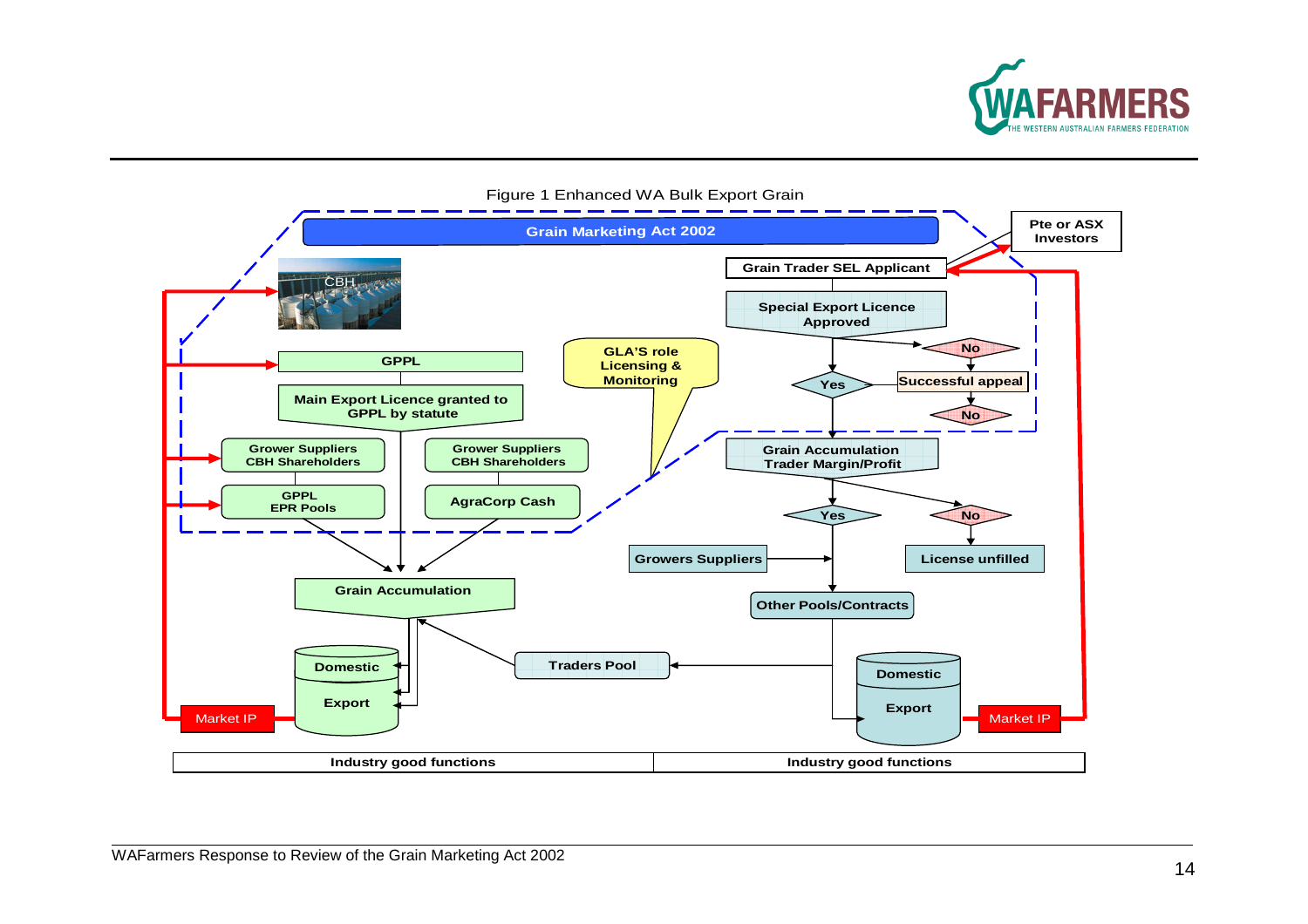Figure 1 Enhanced WA Bulk Export Grain

**Grain Marketing Act 2002**

CBH

**GPPL**

**Main Export Licence granted to GPPL by statute**

**Grower Suppliers CBH Shareholders**

**Grower Suppliers CBH Shareholders**

**GPPL EPR Pools**

**AgraCorp Cash**

**Grain Accumulation**

**Domestic**

**Export**

Market IP

**GLA'S role Licensing & Monitoring**

**Pte or ASX Investors**

**Grain Trader SEL Applicant**

**Special Export Licence Approved**

**No**

**Yes**

**Successful appeal**

**No**

**Grain Accumulation Trader Margin/Profit**

**Yes**

**No**

**Growers Suppliers**

**License unfilled**

**Other Pools/Contracts**

**Traders Pool**

**Domestic**

**Export**

Market IP

| **Industry good functions** | **Industry good functions** |
|---|---|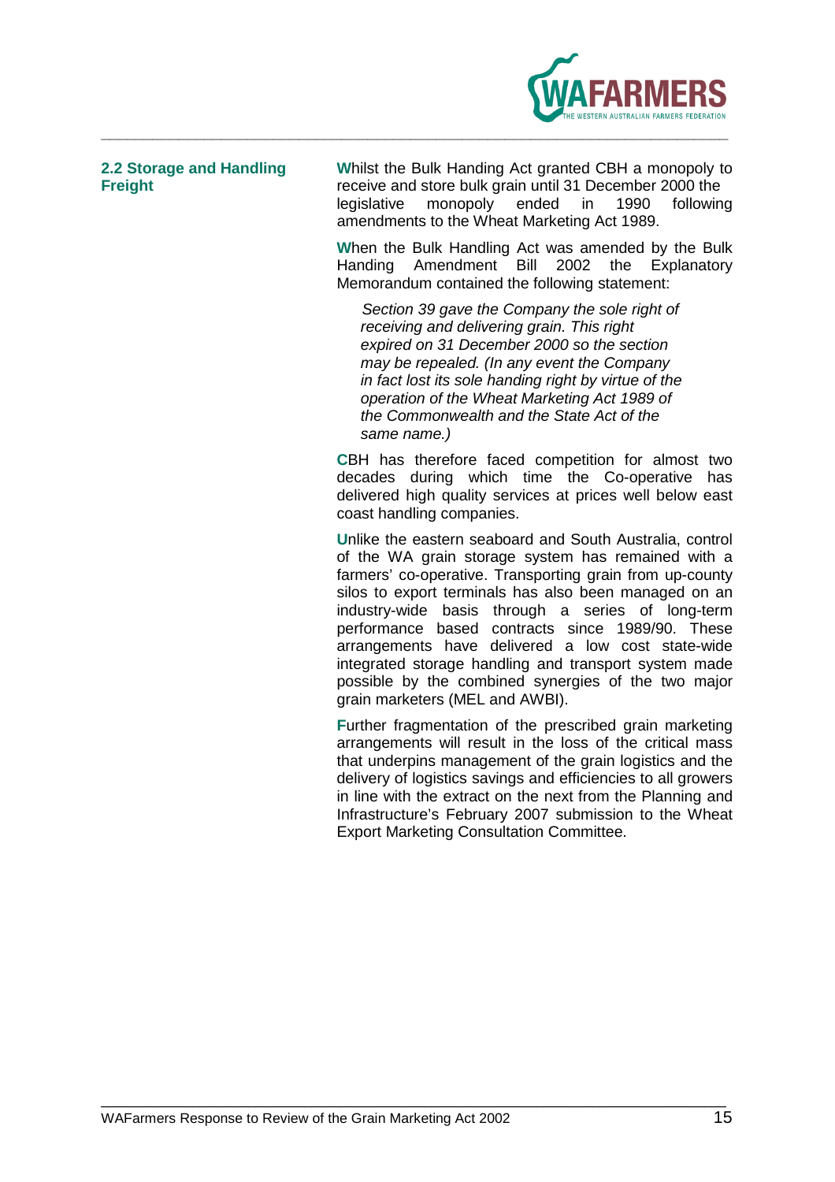## 2.2 Storage and Handling Freight

Whilst the Bulk Handing Act granted CBH a monopoly to receive and store bulk grain until 31 December 2000 the legislative monopoly ended in 1990 following amendments to the Wheat Marketing Act 1989.

When the Bulk Handling Act was amended by the Bulk Handing Amendment Bill 2002 the Explanatory Memorandum contained the following statement:

> *Section 39 gave the Company the sole right of receiving and delivering grain. This right expired on 31 December 2000 so the section may be repealed. (In any event the Company in fact lost its sole handing right by virtue of the operation of the Wheat Marketing Act 1989 of the Commonwealth and the State Act of the same name.)*

CBH has therefore faced competition for almost two decades during which time the Co-operative has delivered high quality services at prices well below east coast handling companies.

Unlike the eastern seaboard and South Australia, control of the WA grain storage system has remained with a farmers' co-operative. Transporting grain from up-county silos to export terminals has also been managed on an industry-wide basis through a series of long-term performance based contracts since 1989/90. These arrangements have delivered a low cost state-wide integrated storage handling and transport system made possible by the combined synergies of the two major grain marketers (MEL and AWBI).

Further fragmentation of the prescribed grain marketing arrangements will result in the loss of the critical mass that underpins management of the grain logistics and the delivery of logistics savings and efficiencies to all growers in line with the extract on the next from the Planning and Infrastructure's February 2007 submission to the Wheat Export Marketing Consultation Committee.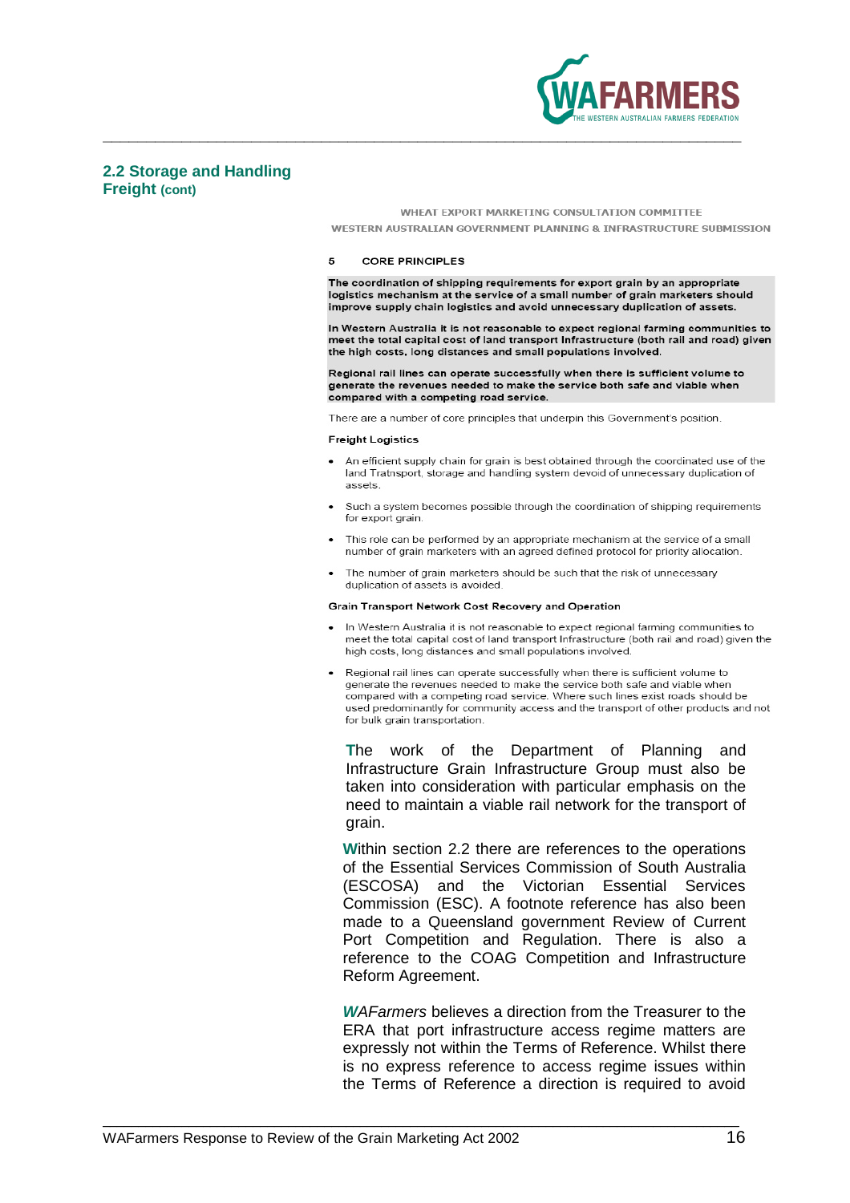## 2.2 Storage and Handling Freight (cont)

WHEAT EXPORT MARKETING CONSULTATION COMMITTEE
WESTERN AUSTRALIAN GOVERNMENT PLANNING & INFRASTRUCTURE SUBMISSION

**5 CORE PRINCIPLES**

**The coordination of shipping requirements for export grain by an appropriate logistics mechanism at the service of a small number of grain marketers should improve supply chain logistics and avoid unnecessary duplication of assets.**

**In Western Australia it is not reasonable to expect regional farming communities to meet the total capital cost of land transport Infrastructure (both rail and road) given the high costs, long distances and small populations involved.**

**Regional rail lines can operate successfully when there is sufficient volume to generate the revenues needed to make the service both safe and viable when compared with a competing road service.**

There are a number of core principles that underpin this Government's position.

**Freight Logistics**

- An efficient supply chain for grain is best obtained through the coordinated use of the land Tratnsport, storage and handling system devoid of unnecessary duplication of assets.
- Such a system becomes possible through the coordination of shipping requirements for export grain.
- This role can be performed by an appropriate mechanism at the service of a small number of grain marketers with an agreed defined protocol for priority allocation.
- The number of grain marketers should be such that the risk of unnecessary duplication of assets is avoided.

**Grain Transport Network Cost Recovery and Operation**

- In Western Australia it is not reasonable to expect regional farming communities to meet the total capital cost of land transport Infrastructure (both rail and road) given the high costs, long distances and small populations involved.
- Regional rail lines can operate successfully when there is sufficient volume to generate the revenues needed to make the service both safe and viable when compared with a competing road service. Where such lines exist roads should be used predominantly for community access and the transport of other products and not for bulk grain transportation.

The work of the Department of Planning and Infrastructure Grain Infrastructure Group must also be taken into consideration with particular emphasis on the need to maintain a viable rail network for the transport of grain.

Within section 2.2 there are references to the operations of the Essential Services Commission of South Australia (ESCOSA) and the Victorian Essential Services Commission (ESC). A footnote reference has also been made to a Queensland government Review of Current Port Competition and Regulation. There is also a reference to the COAG Competition and Infrastructure Reform Agreement.

*WAFarmers* believes a direction from the Treasurer to the ERA that port infrastructure access regime matters are expressly not within the Terms of Reference. Whilst there is no express reference to access regime issues within the Terms of Reference a direction is required to avoid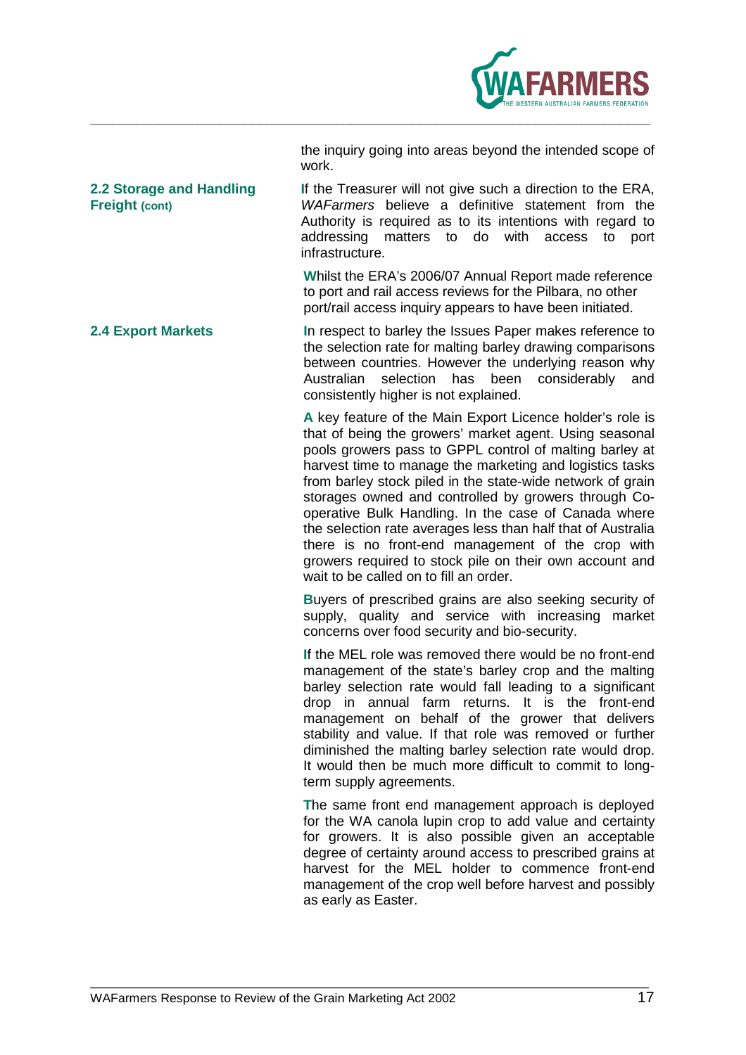the inquiry going into areas beyond the intended scope of work.

## 2.2 Storage and Handling Freight (cont)

If the Treasurer will not give such a direction to the ERA, *WAFarmers* believe a definitive statement from the Authority is required as to its intentions with regard to addressing matters to do with access to port infrastructure.

Whilst the ERA's 2006/07 Annual Report made reference to port and rail access reviews for the Pilbara, no other port/rail access inquiry appears to have been initiated.

## 2.4 Export Markets

In respect to barley the Issues Paper makes reference to the selection rate for malting barley drawing comparisons between countries. However the underlying reason why Australian selection has been considerably and consistently higher is not explained.

A key feature of the Main Export Licence holder's role is that of being the growers' market agent. Using seasonal pools growers pass to GPPL control of malting barley at harvest time to manage the marketing and logistics tasks from barley stock piled in the state-wide network of grain storages owned and controlled by growers through Co-operative Bulk Handling. In the case of Canada where the selection rate averages less than half that of Australia there is no front-end management of the crop with growers required to stock pile on their own account and wait to be called on to fill an order.

Buyers of prescribed grains are also seeking security of supply, quality and service with increasing market concerns over food security and bio-security.

If the MEL role was removed there would be no front-end management of the state's barley crop and the malting barley selection rate would fall leading to a significant drop in annual farm returns. It is the front-end management on behalf of the grower that delivers stability and value. If that role was removed or further diminished the malting barley selection rate would drop. It would then be much more difficult to commit to long-term supply agreements.

The same front end management approach is deployed for the WA canola lupin crop to add value and certainty for growers. It is also possible given an acceptable degree of certainty around access to prescribed grains at harvest for the MEL holder to commence front-end management of the crop well before harvest and possibly as early as Easter.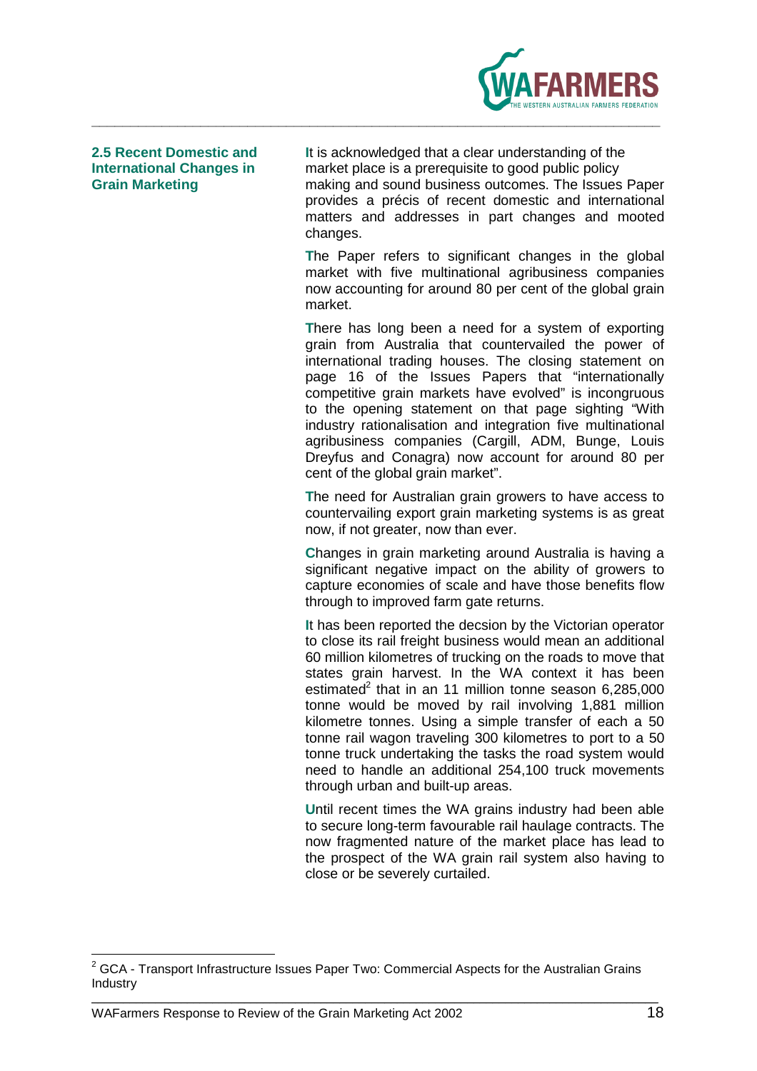## 2.5 Recent Domestic and International Changes in Grain Marketing

It is acknowledged that a clear understanding of the market place is a prerequisite to good public policy making and sound business outcomes. The Issues Paper provides a précis of recent domestic and international matters and addresses in part changes and mooted changes.

The Paper refers to significant changes in the global market with five multinational agribusiness companies now accounting for around 80 per cent of the global grain market.

There has long been a need for a system of exporting grain from Australia that countervailed the power of international trading houses. The closing statement on page 16 of the Issues Papers that "internationally competitive grain markets have evolved" is incongruous to the opening statement on that page sighting "With industry rationalisation and integration five multinational agribusiness companies (Cargill, ADM, Bunge, Louis Dreyfus and Conagra) now account for around 80 per cent of the global grain market".

The need for Australian grain growers to have access to countervailing export grain marketing systems is as great now, if not greater, now than ever.

Changes in grain marketing around Australia is having a significant negative impact on the ability of growers to capture economies of scale and have those benefits flow through to improved farm gate returns.

It has been reported the decsion by the Victorian operator to close its rail freight business would mean an additional 60 million kilometres of trucking on the roads to move that states grain harvest. In the WA context it has been estimated[2] that in an 11 million tonne season 6,285,000 tonne would be moved by rail involving 1,881 million kilometre tonnes. Using a simple transfer of each a 50 tonne rail wagon traveling 300 kilometres to port to a 50 tonne truck undertaking the tasks the road system would need to handle an additional 254,100 truck movements through urban and built-up areas.

Until recent times the WA grains industry had been able to secure long-term favourable rail haulage contracts. The now fragmented nature of the market place has lead to the prospect of the WA grain rail system also having to close or be severely curtailed.

[2] GCA - Transport Infrastructure Issues Paper Two: Commercial Aspects for the Australian Grains Industry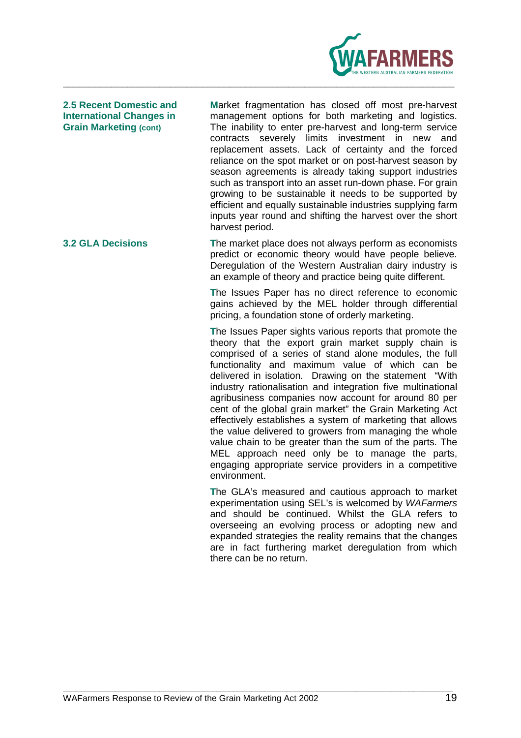## 2.5 Recent Domestic and International Changes in Grain Marketing (cont)

Market fragmentation has closed off most pre-harvest management options for both marketing and logistics. The inability to enter pre-harvest and long-term service contracts severely limits investment in new and replacement assets. Lack of certainty and the forced reliance on the spot market or on post-harvest season by season agreements is already taking support industries such as transport into an asset run-down phase. For grain growing to be sustainable it needs to be supported by efficient and equally sustainable industries supplying farm inputs year round and shifting the harvest over the short harvest period.

## 3.2 GLA Decisions

The market place does not always perform as economists predict or economic theory would have people believe. Deregulation of the Western Australian dairy industry is an example of theory and practice being quite different.

The Issues Paper has no direct reference to economic gains achieved by the MEL holder through differential pricing, a foundation stone of orderly marketing.

The Issues Paper sights various reports that promote the theory that the export grain market supply chain is comprised of a series of stand alone modules, the full functionality and maximum value of which can be delivered in isolation. Drawing on the statement "With industry rationalisation and integration five multinational agribusiness companies now account for around 80 per cent of the global grain market" the Grain Marketing Act effectively establishes a system of marketing that allows the value delivered to growers from managing the whole value chain to be greater than the sum of the parts. The MEL approach need only be to manage the parts, engaging appropriate service providers in a competitive environment.

The GLA's measured and cautious approach to market experimentation using SEL's is welcomed by *WAFarmers* and should be continued. Whilst the GLA refers to overseeing an evolving process or adopting new and expanded strategies the reality remains that the changes are in fact furthering market deregulation from which there can be no return.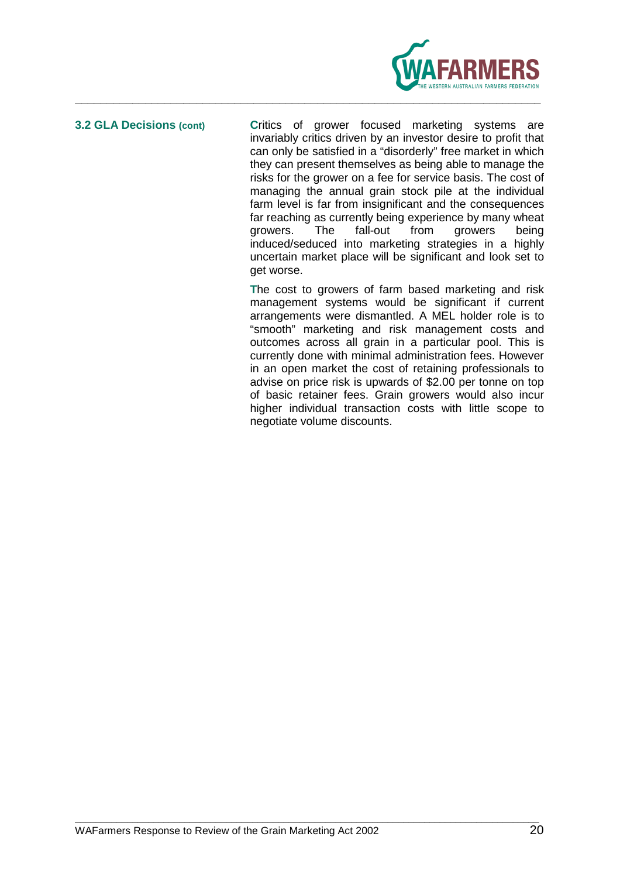### 3.2 GLA Decisions (cont)

Critics of grower focused marketing systems are invariably critics driven by an investor desire to profit that can only be satisfied in a "disorderly" free market in which they can present themselves as being able to manage the risks for the grower on a fee for service basis. The cost of managing the annual grain stock pile at the individual farm level is far from insignificant and the consequences far reaching as currently being experience by many wheat growers. The fall-out from growers being induced/seduced into marketing strategies in a highly uncertain market place will be significant and look set to get worse.

The cost to growers of farm based marketing and risk management systems would be significant if current arrangements were dismantled. A MEL holder role is to "smooth" marketing and risk management costs and outcomes across all grain in a particular pool. This is currently done with minimal administration fees. However in an open market the cost of retaining professionals to advise on price risk is upwards of $2.00 per tonne on top of basic retainer fees. Grain growers would also incur higher individual transaction costs with little scope to negotiate volume discounts.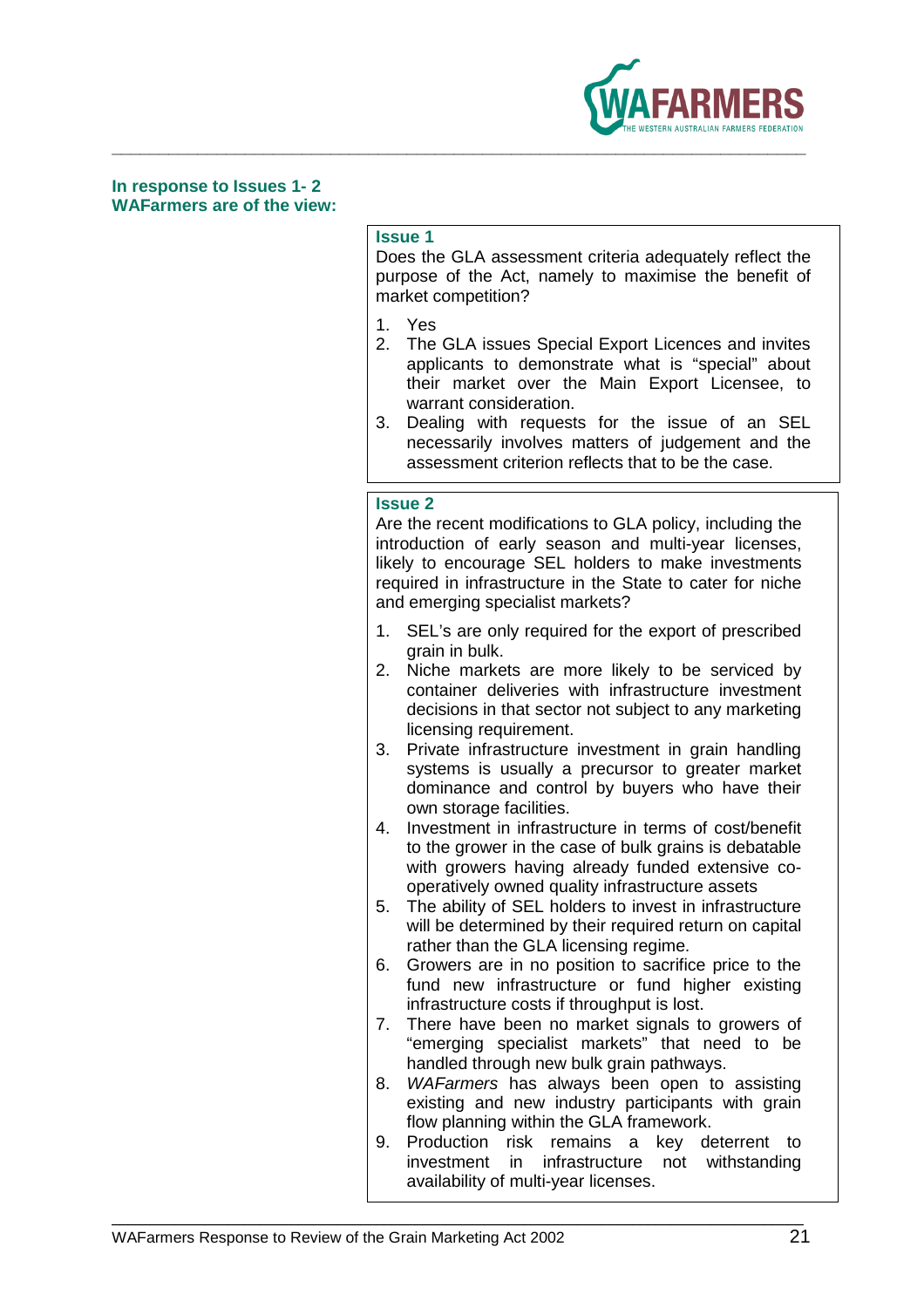**In response to Issues 1- 2**
**WAFarmers are of the view:**

**Issue 1**

Does the GLA assessment criteria adequately reflect the purpose of the Act, namely to maximise the benefit of market competition?

1. Yes
2. The GLA issues Special Export Licences and invites applicants to demonstrate what is "special" about their market over the Main Export Licensee, to warrant consideration.
3. Dealing with requests for the issue of an SEL necessarily involves matters of judgement and the assessment criterion reflects that to be the case.

**Issue 2**

Are the recent modifications to GLA policy, including the introduction of early season and multi-year licenses, likely to encourage SEL holders to make investments required in infrastructure in the State to cater for niche and emerging specialist markets?

1. SEL's are only required for the export of prescribed grain in bulk.
2. Niche markets are more likely to be serviced by container deliveries with infrastructure investment decisions in that sector not subject to any marketing licensing requirement.
3. Private infrastructure investment in grain handling systems is usually a precursor to greater market dominance and control by buyers who have their own storage facilities.
4. Investment in infrastructure in terms of cost/benefit to the grower in the case of bulk grains is debatable with growers having already funded extensive co-operatively owned quality infrastructure assets
5. The ability of SEL holders to invest in infrastructure will be determined by their required return on capital rather than the GLA licensing regime.
6. Growers are in no position to sacrifice price to the fund new infrastructure or fund higher existing infrastructure costs if throughput is lost.
7. There have been no market signals to growers of "emerging specialist markets" that need to be handled through new bulk grain pathways.
8. *WAFarmers* has always been open to assisting existing and new industry participants with grain flow planning within the GLA framework.
9. Production risk remains a key deterrent to investment in infrastructure not withstanding availability of multi-year licenses.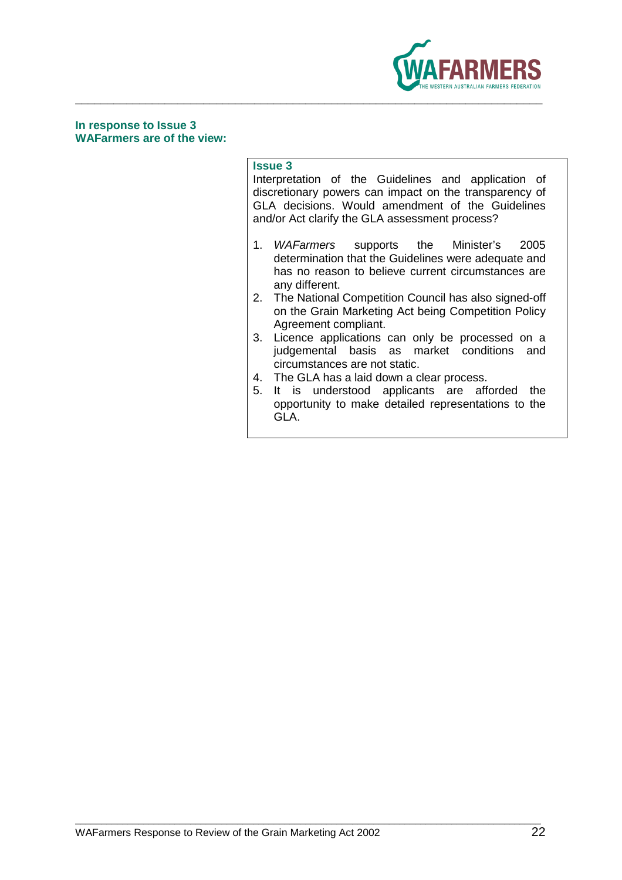**In response to Issue 3**
**WAFarmers are of the view:**

**Issue 3**

Interpretation of the Guidelines and application of discretionary powers can impact on the transparency of GLA decisions. Would amendment of the Guidelines and/or Act clarify the GLA assessment process?

1. *WAFarmers* supports the Minister's 2005 determination that the Guidelines were adequate and has no reason to believe current circumstances are any different.
2. The National Competition Council has also signed-off on the Grain Marketing Act being Competition Policy Agreement compliant.
3. Licence applications can only be processed on a judgemental basis as market conditions and circumstances are not static.
4. The GLA has a laid down a clear process.
5. It is understood applicants are afforded the opportunity to make detailed representations to the GLA.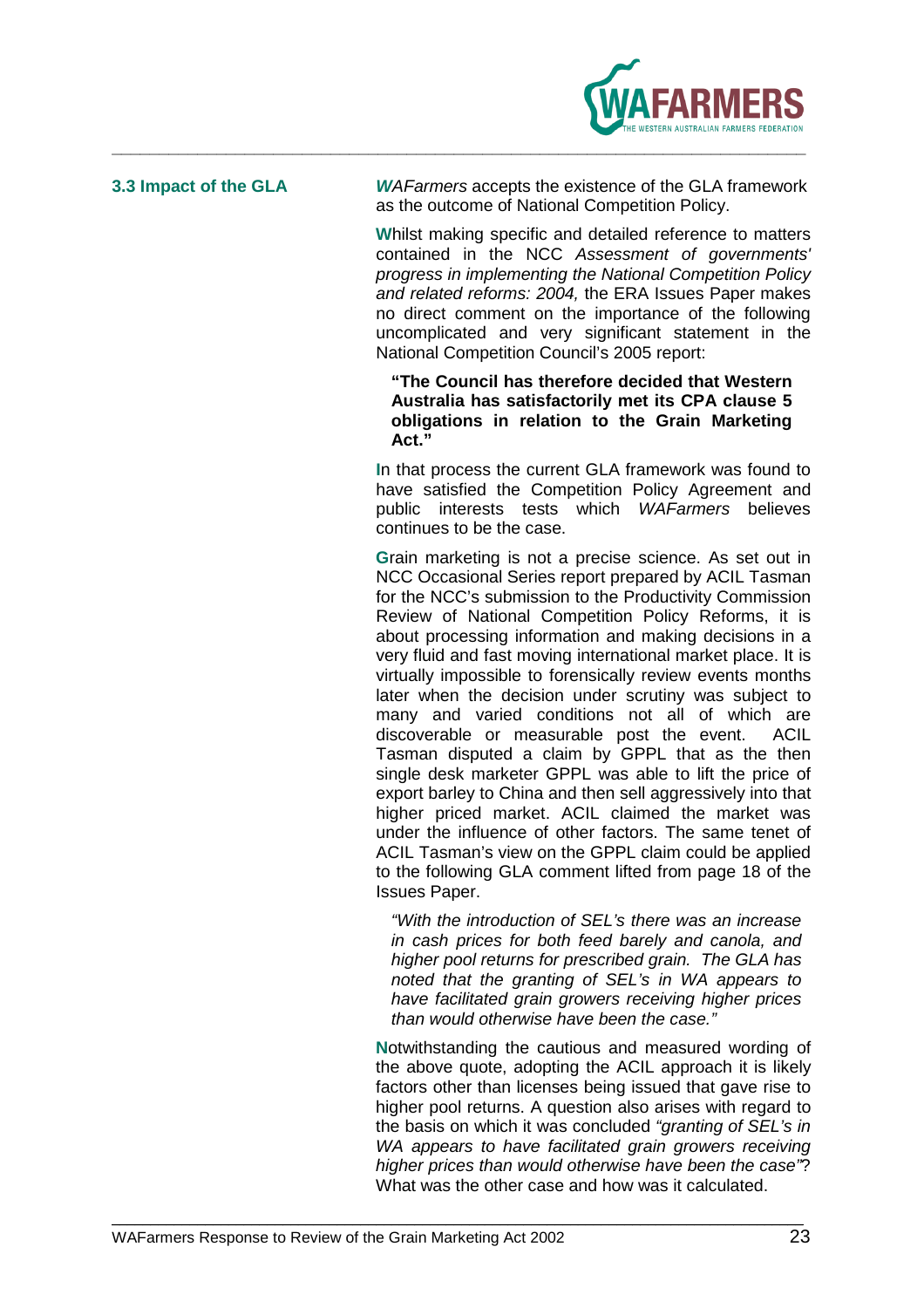### 3.3 Impact of the GLA

*WAFarmers* accepts the existence of the GLA framework as the outcome of National Competition Policy.

Whilst making specific and detailed reference to matters contained in the NCC *Assessment of governments' progress in implementing the National Competition Policy and related reforms: 2004,* the ERA Issues Paper makes no direct comment on the importance of the following uncomplicated and very significant statement in the National Competition Council's 2005 report:

> **"The Council has therefore decided that Western Australia has satisfactorily met its CPA clause 5 obligations in relation to the Grain Marketing Act."**

In that process the current GLA framework was found to have satisfied the Competition Policy Agreement and public interests tests which *WAFarmers* believes continues to be the case.

Grain marketing is not a precise science. As set out in NCC Occasional Series report prepared by ACIL Tasman for the NCC's submission to the Productivity Commission Review of National Competition Policy Reforms, it is about processing information and making decisions in a very fluid and fast moving international market place. It is virtually impossible to forensically review events months later when the decision under scrutiny was subject to many and varied conditions not all of which are discoverable or measurable post the event. ACIL Tasman disputed a claim by GPPL that as the then single desk marketer GPPL was able to lift the price of export barley to China and then sell aggressively into that higher priced market. ACIL claimed the market was under the influence of other factors. The same tenet of ACIL Tasman's view on the GPPL claim could be applied to the following GLA comment lifted from page 18 of the Issues Paper.

> *"With the introduction of SEL's there was an increase in cash prices for both feed barely and canola, and higher pool returns for prescribed grain. The GLA has noted that the granting of SEL's in WA appears to have facilitated grain growers receiving higher prices than would otherwise have been the case."*

Notwithstanding the cautious and measured wording of the above quote, adopting the ACIL approach it is likely factors other than licenses being issued that gave rise to higher pool returns. A question also arises with regard to the basis on which it was concluded *"granting of SEL's in WA appears to have facilitated grain growers receiving higher prices than would otherwise have been the case"*? What was the other case and how was it calculated.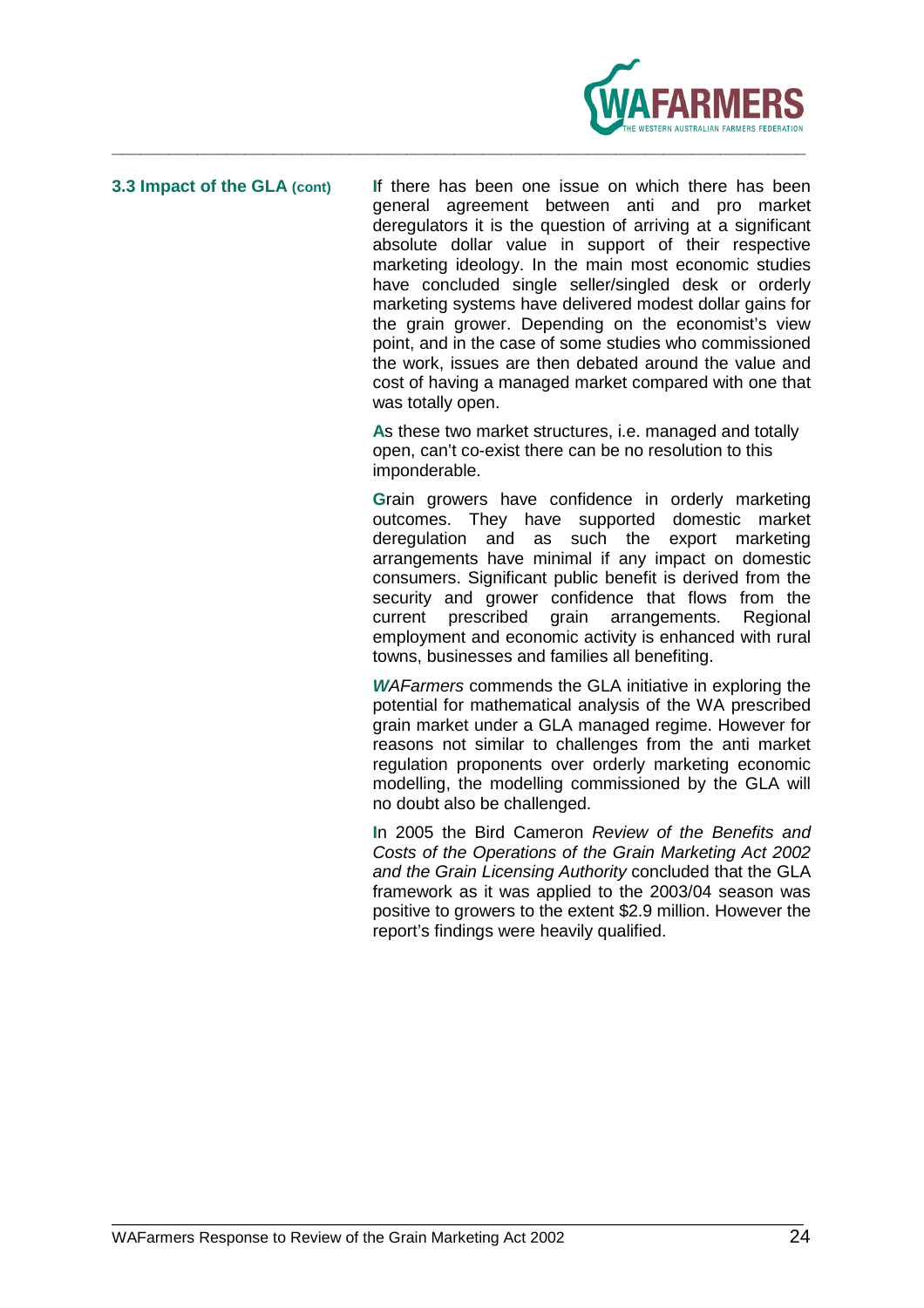### 3.3 Impact of the GLA (cont)

If there has been one issue on which there has been general agreement between anti and pro market deregulators it is the question of arriving at a significant absolute dollar value in support of their respective marketing ideology. In the main most economic studies have concluded single seller/singled desk or orderly marketing systems have delivered modest dollar gains for the grain grower. Depending on the economist's view point, and in the case of some studies who commissioned the work, issues are then debated around the value and cost of having a managed market compared with one that was totally open.

As these two market structures, i.e. managed and totally open, can't co-exist there can be no resolution to this imponderable.

Grain growers have confidence in orderly marketing outcomes. They have supported domestic market deregulation and as such the export marketing arrangements have minimal if any impact on domestic consumers. Significant public benefit is derived from the security and grower confidence that flows from the current prescribed grain arrangements. Regional employment and economic activity is enhanced with rural towns, businesses and families all benefiting.

*WAFarmers* commends the GLA initiative in exploring the potential for mathematical analysis of the WA prescribed grain market under a GLA managed regime. However for reasons not similar to challenges from the anti market regulation proponents over orderly marketing economic modelling, the modelling commissioned by the GLA will no doubt also be challenged.

In 2005 the Bird Cameron *Review of the Benefits and Costs of the Operations of the Grain Marketing Act 2002 and the Grain Licensing Authority* concluded that the GLA framework as it was applied to the 2003/04 season was positive to growers to the extent $2.9 million. However the report's findings were heavily qualified.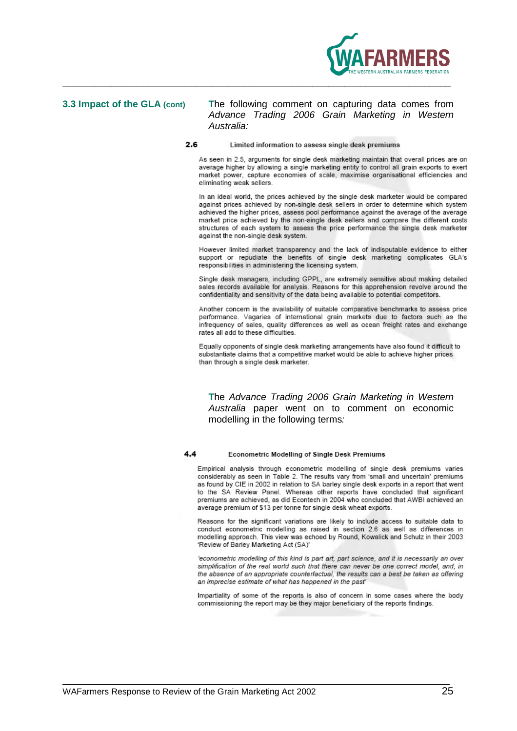### 3.3 Impact of the GLA (cont)

The following comment on capturing data comes from *Advance Trading 2006 Grain Marketing in Western Australia:*

**2.6 Limited information to assess single desk premiums**

As seen in 2.5, arguments for single desk marketing maintain that overall prices are on average higher by allowing a single marketing entity to control all grain exports to exert market power, capture economies of scale, maximise organisational efficiencies and eliminating weak sellers.

In an ideal world, the prices achieved by the single desk marketer would be compared against prices achieved by non-single desk sellers in order to determine which system achieved the higher prices, assess pool performance against the average of the average market price achieved by the non-single desk sellers and compare the different costs structures of each system to assess the price performance the single desk marketer against the non-single desk system.

However limited market transparency and the lack of indisputable evidence to either support or repudiate the benefits of single desk marketing complicates GLA's responsibilities in administering the licensing system.

Single desk managers, including GPPL, are extremely sensitive about making detailed sales records available for analysis. Reasons for this apprehension revolve around the confidentiality and sensitivity of the data being available to potential competitors.

Another concern is the availability of suitable comparative benchmarks to assess price performance. Vagaries of international grain markets due to factors such as the infrequency of sales, quality differences as well as ocean freight rates and exchange rates all add to these difficulties.

Equally opponents of single desk marketing arrangements have also found it difficult to substantiate claims that a competitive market would be able to achieve higher prices than through a single desk marketer.

The *Advance Trading 2006 Grain Marketing in Western Australia* paper went on to comment on economic modelling in the following terms*:*

**4.4 Econometric Modelling of Single Desk Premiums**

Empirical analysis through econometric modelling of single desk premiums varies considerably as seen in Table 2. The results vary from 'small and uncertain' premiums as found by CIE in 2002 in relation to SA barley single desk exports in a report that went to the SA Review Panel. Whereas other reports have concluded that significant premiums are achieved, as did Econtech in 2004 who concluded that AWBI achieved an average premium of $13 per tonne for single desk wheat exports.

Reasons for the significant variations are likely to include access to suitable data to conduct econometric modelling as raised in section 2.6 as well as differences in modelling approach. This view was echoed by Round, Kowalick and Schulz in their 2003 'Review of Barley Marketing Act (SA)'

*'econometric modelling of this kind is part art, part science, and it is necessarily an over simplification of the real world such that there can never be one correct model, and, in the absence of an appropriate counterfactual, the results can a best be taken as offering an imprecise estimate of what has happened in the past'*

Impartiality of some of the reports is also of concern in some cases where the body commissioning the report may be they major beneficiary of the reports findings.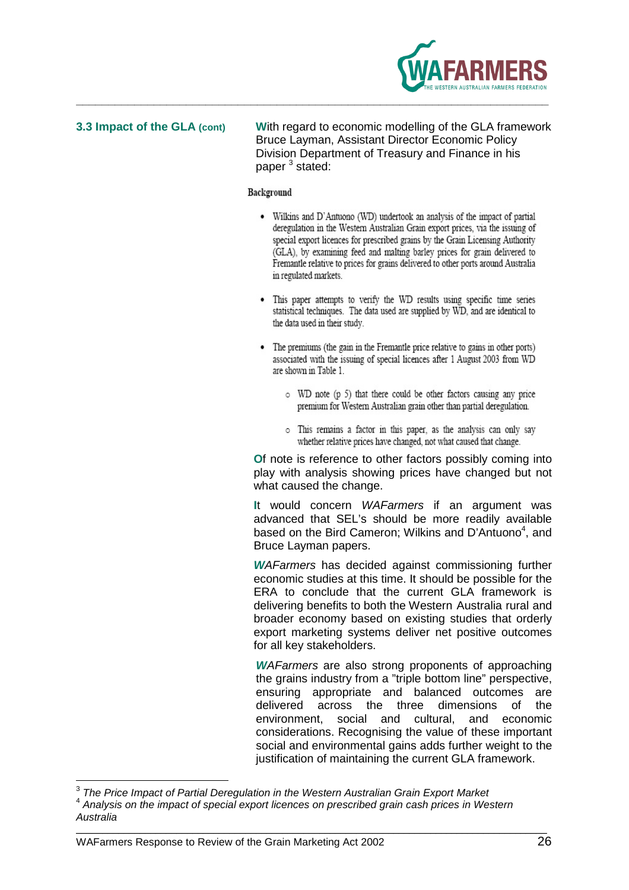### 3.3 Impact of the GLA (cont)

With regard to economic modelling of the GLA framework Bruce Layman, Assistant Director Economic Policy Division Department of Treasury and Finance in his paper [3] stated:

**Background**

- Wilkins and D'Antuono (WD) undertook an analysis of the impact of partial deregulation in the Western Australian Grain export prices, via the issuing of special export licences for prescribed grains by the Grain Licensing Authority (GLA), by examining feed and malting barley prices for grain delivered to Fremantle relative to prices for grains delivered to other ports around Australia in regulated markets.
- This paper attempts to verify the WD results using specific time series statistical techniques. The data used are supplied by WD, and are identical to the data used in their study.
- The premiums (the gain in the Fremantle price relative to gains in other ports) associated with the issuing of special licences after 1 August 2003 from WD are shown in Table 1.
    - WD note (p 5) that there could be other factors causing any price premium for Western Australian grain other than partial deregulation.
    - This remains a factor in this paper, as the analysis can only say whether relative prices have changed, not what caused that change.

Of note is reference to other factors possibly coming into play with analysis showing prices have changed but not what caused the change.

It would concern *WAFarmers* if an argument was advanced that SEL's should be more readily available based on the Bird Cameron; Wilkins and D'Antuono[4], and Bruce Layman papers.

*WAFarmers* has decided against commissioning further economic studies at this time. It should be possible for the ERA to conclude that the current GLA framework is delivering benefits to both the Western Australia rural and broader economy based on existing studies that orderly export marketing systems deliver net positive outcomes for all key stakeholders.

*WAFarmers* are also strong proponents of approaching the grains industry from a "triple bottom line" perspective, ensuring appropriate and balanced outcomes are delivered across the three dimensions of the environment, social and cultural, and economic considerations. Recognising the value of these important social and environmental gains adds further weight to the justification of maintaining the current GLA framework.

---

[3] *The Price Impact of Partial Deregulation in the Western Australian Grain Export Market*

[4] *Analysis on the impact of special export licences on prescribed grain cash prices in Western Australia*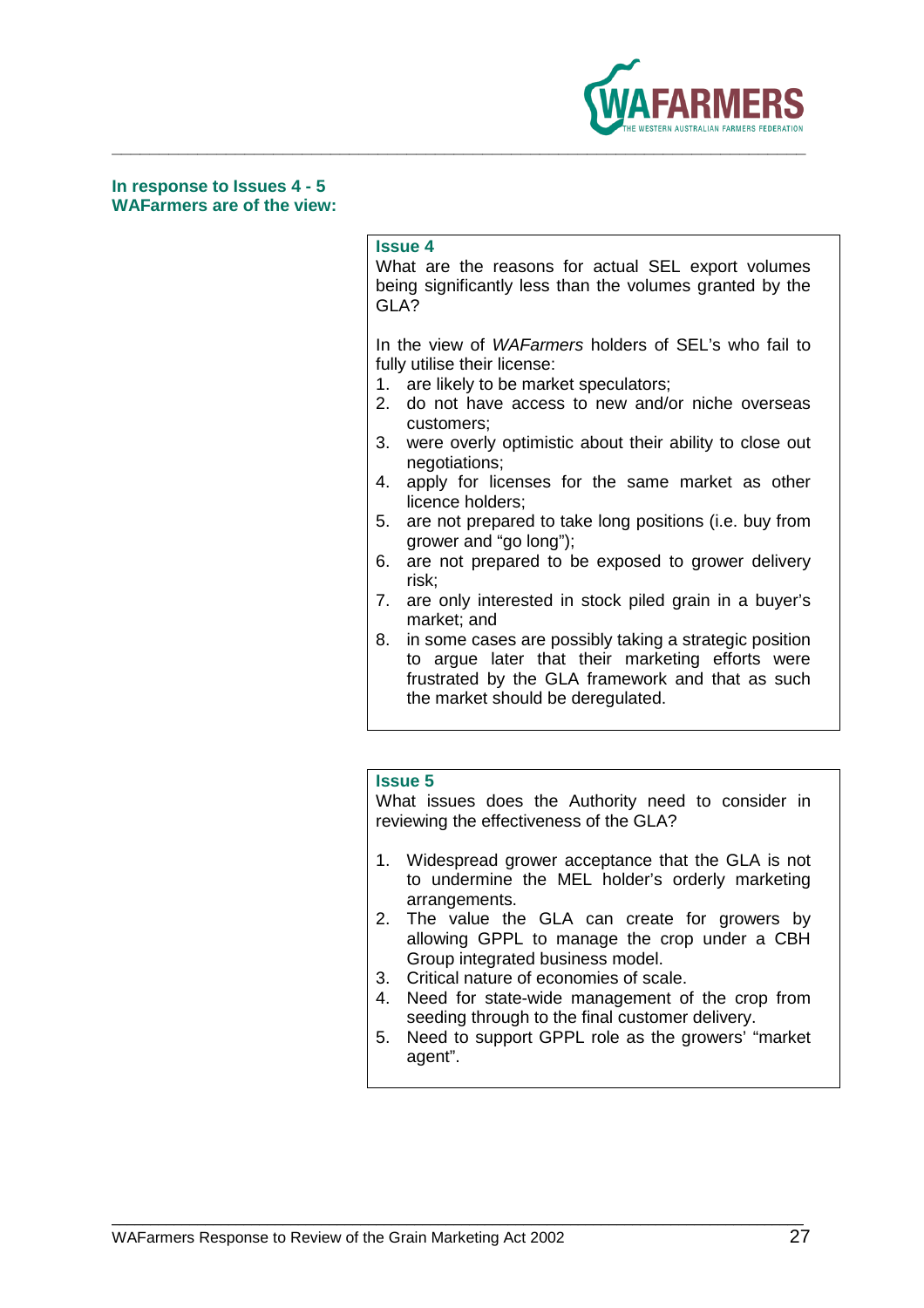**In response to Issues 4 - 5**
**WAFarmers are of the view:**

### Issue 4

What are the reasons for actual SEL export volumes being significantly less than the volumes granted by the GLA?

In the view of *WAFarmers* holders of SEL's who fail to fully utilise their license:

1. are likely to be market speculators;
2. do not have access to new and/or niche overseas customers;
3. were overly optimistic about their ability to close out negotiations;
4. apply for licenses for the same market as other licence holders;
5. are not prepared to take long positions (i.e. buy from grower and "go long");
6. are not prepared to be exposed to grower delivery risk;
7. are only interested in stock piled grain in a buyer's market; and
8. in some cases are possibly taking a strategic position to argue later that their marketing efforts were frustrated by the GLA framework and that as such the market should be deregulated.

### Issue 5

What issues does the Authority need to consider in reviewing the effectiveness of the GLA?

1. Widespread grower acceptance that the GLA is not to undermine the MEL holder's orderly marketing arrangements.
2. The value the GLA can create for growers by allowing GPPL to manage the crop under a CBH Group integrated business model.
3. Critical nature of economies of scale.
4. Need for state-wide management of the crop from seeding through to the final customer delivery.
5. Need to support GPPL role as the growers' "market agent".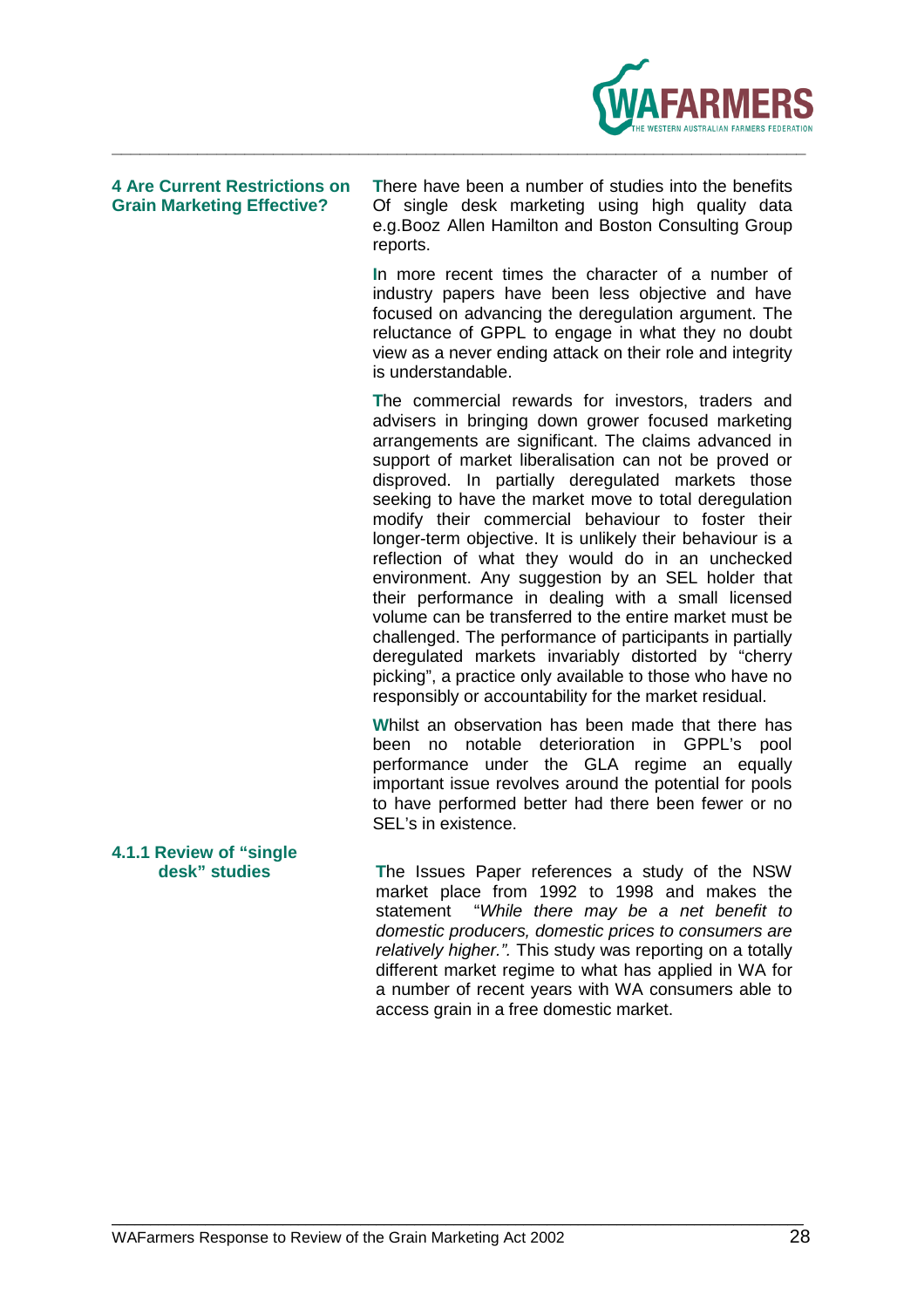## 4 Are Current Restrictions on Grain Marketing Effective?

There have been a number of studies into the benefits Of single desk marketing using high quality data e.g.Booz Allen Hamilton and Boston Consulting Group reports.

In more recent times the character of a number of industry papers have been less objective and have focused on advancing the deregulation argument. The reluctance of GPPL to engage in what they no doubt view as a never ending attack on their role and integrity is understandable.

The commercial rewards for investors, traders and advisers in bringing down grower focused marketing arrangements are significant. The claims advanced in support of market liberalisation can not be proved or disproved. In partially deregulated markets those seeking to have the market move to total deregulation modify their commercial behaviour to foster their longer-term objective. It is unlikely their behaviour is a reflection of what they would do in an unchecked environment. Any suggestion by an SEL holder that their performance in dealing with a small licensed volume can be transferred to the entire market must be challenged. The performance of participants in partially deregulated markets invariably distorted by "cherry picking", a practice only available to those who have no responsibly or accountability for the market residual.

Whilst an observation has been made that there has been no notable deterioration in GPPL's pool performance under the GLA regime an equally important issue revolves around the potential for pools to have performed better had there been fewer or no SEL's in existence.

### 4.1.1 Review of "single desk" studies

The Issues Paper references a study of the NSW market place from 1992 to 1998 and makes the statement "*While there may be a net benefit to domestic producers, domestic prices to consumers are relatively higher.".* This study was reporting on a totally different market regime to what has applied in WA for a number of recent years with WA consumers able to access grain in a free domestic market.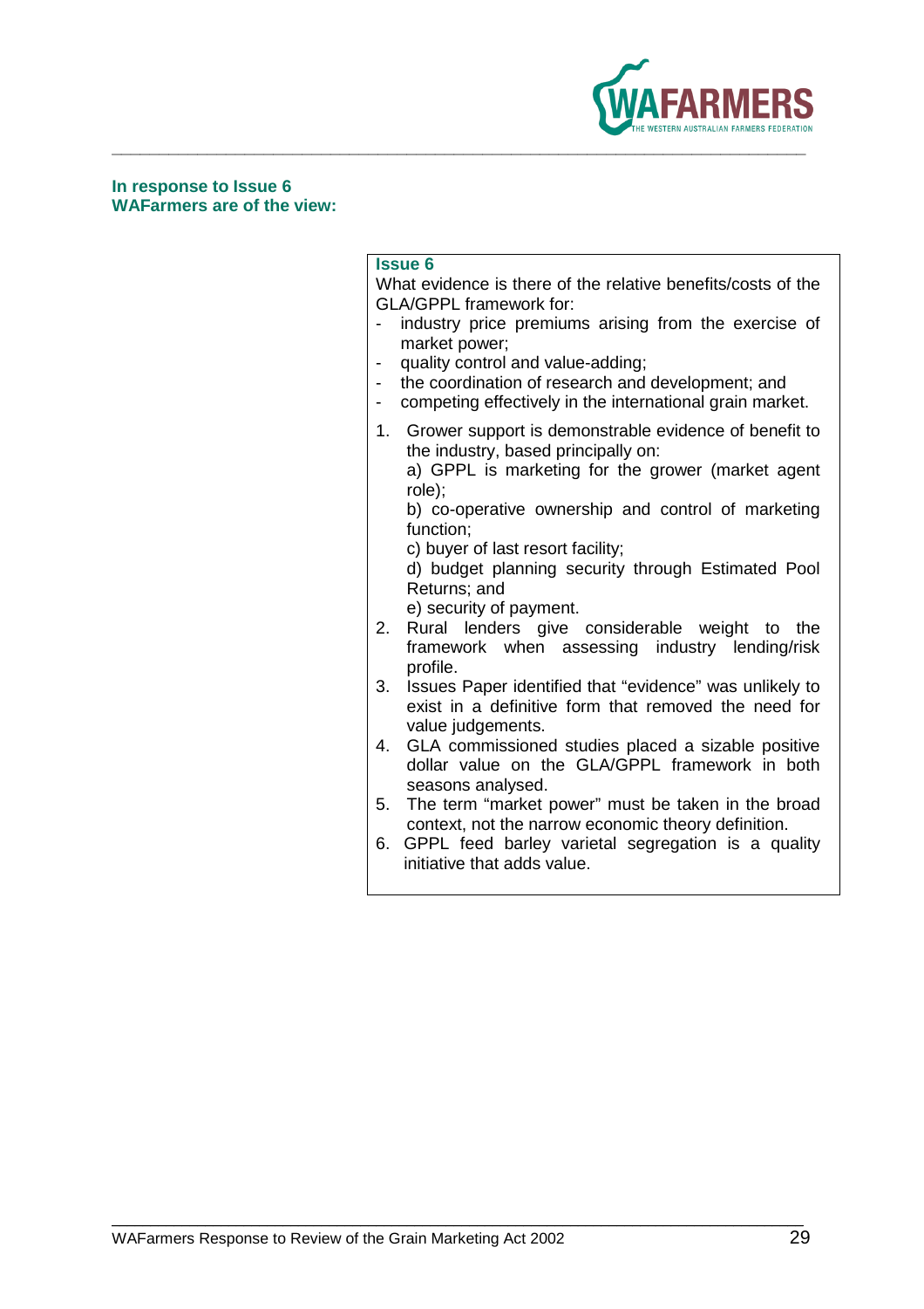**In response to Issue 6**
**WAFarmers are of the view:**

**Issue 6**

What evidence is there of the relative benefits/costs of the GLA/GPPL framework for:

- industry price premiums arising from the exercise of market power;
- quality control and value-adding;
- the coordination of research and development; and
- competing effectively in the international grain market.

1. Grower support is demonstrable evidence of benefit to the industry, based principally on:

   a) GPPL is marketing for the grower (market agent role);

   b) co-operative ownership and control of marketing function;

   c) buyer of last resort facility;

   d) budget planning security through Estimated Pool Returns; and

   e) security of payment.
2. Rural lenders give considerable weight to the framework when assessing industry lending/risk profile.
3. Issues Paper identified that "evidence" was unlikely to exist in a definitive form that removed the need for value judgements.
4. GLA commissioned studies placed a sizable positive dollar value on the GLA/GPPL framework in both seasons analysed.
5. The term "market power" must be taken in the broad context, not the narrow economic theory definition.
6. GPPL feed barley varietal segregation is a quality initiative that adds value.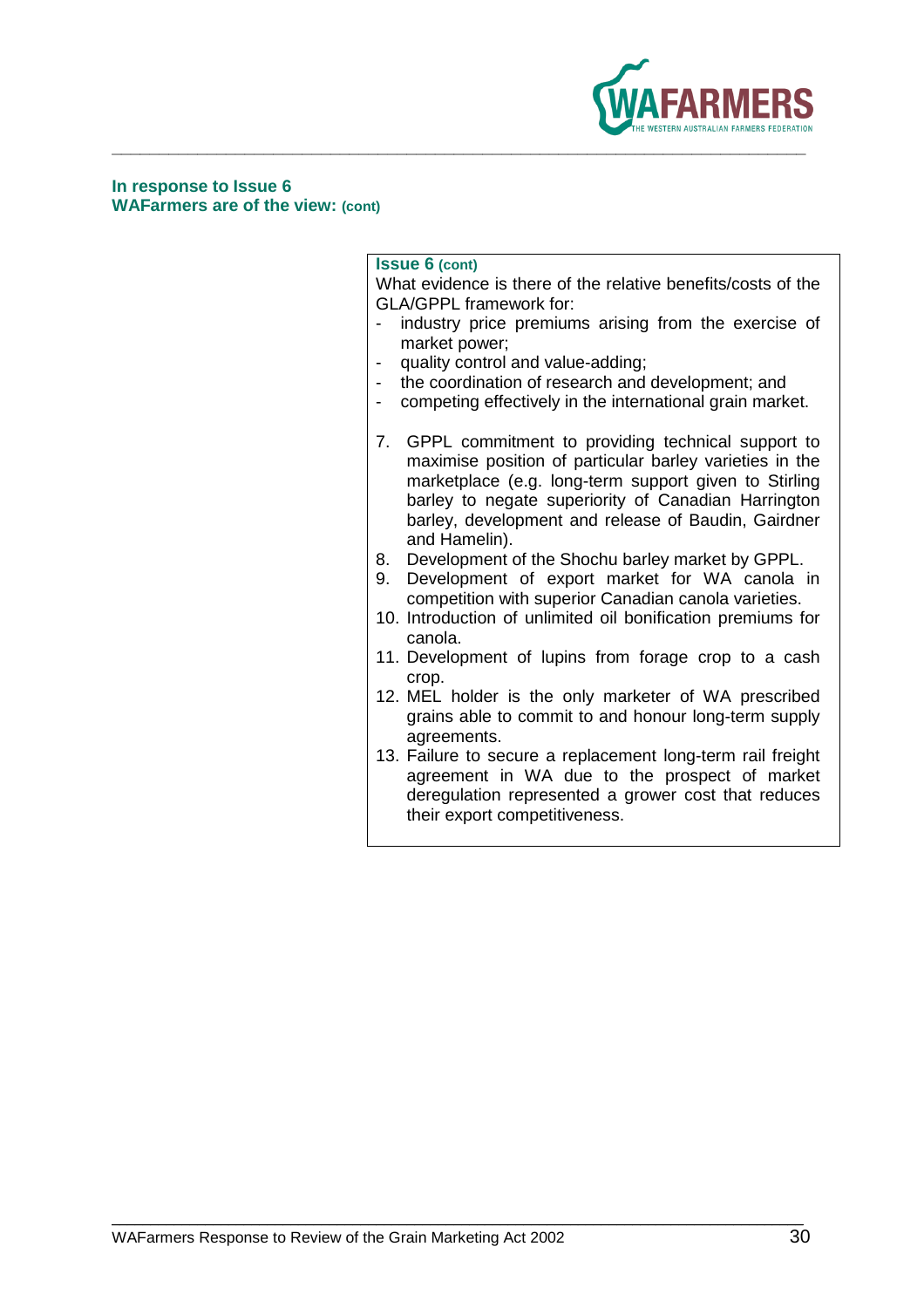**In response to Issue 6**
**WAFarmers are of the view: (cont)**

**Issue 6 (cont)**

What evidence is there of the relative benefits/costs of the GLA/GPPL framework for:

- industry price premiums arising from the exercise of market power;
- quality control and value-adding;
- the coordination of research and development; and
- competing effectively in the international grain market.

7. GPPL commitment to providing technical support to maximise position of particular barley varieties in the marketplace (e.g. long-term support given to Stirling barley to negate superiority of Canadian Harrington barley, development and release of Baudin, Gairdner and Hamelin).
8. Development of the Shochu barley market by GPPL.
9. Development of export market for WA canola in competition with superior Canadian canola varieties.
10. Introduction of unlimited oil bonification premiums for canola.
11. Development of lupins from forage crop to a cash crop.
12. MEL holder is the only marketer of WA prescribed grains able to commit to and honour long-term supply agreements.
13. Failure to secure a replacement long-term rail freight agreement in WA due to the prospect of market deregulation represented a grower cost that reduces their export competitiveness.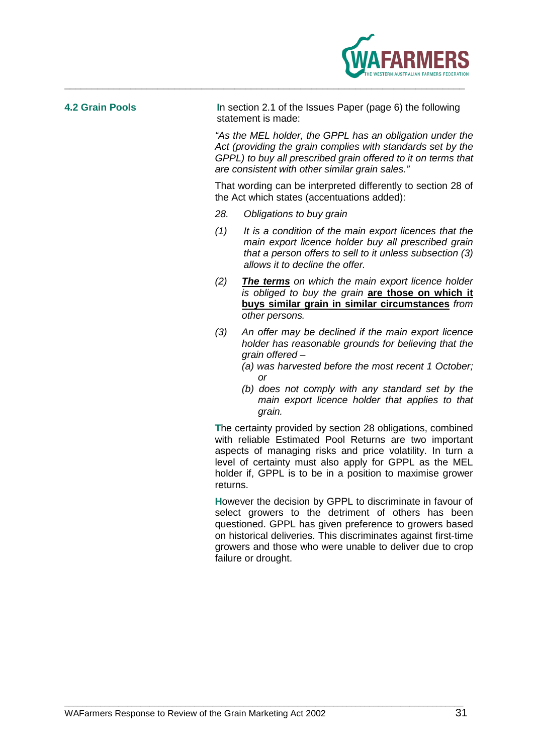## 4.2 Grain Pools

In section 2.1 of the Issues Paper (page 6) the following statement is made:

*"As the MEL holder, the GPPL has an obligation under the Act (providing the grain complies with standards set by the GPPL) to buy all prescribed grain offered to it on terms that are consistent with other similar grain sales."*

That wording can be interpreted differently to section 28 of the Act which states (accentuations added):

*28. Obligations to buy grain*

*(1) It is a condition of the main export licences that the main export licence holder buy all prescribed grain that a person offers to sell to it unless subsection (3) allows it to decline the offer.*

*(2)* ***The terms*** *on which the main export licence holder is obliged to buy the grain* **are those on which it buys similar grain in similar circumstances** *from other persons.*

*(3) An offer may be declined if the main export licence holder has reasonable grounds for believing that the grain offered –*

- *(a) was harvested before the most recent 1 October; or*
- *(b) does not comply with any standard set by the main export licence holder that applies to that grain.*

The certainty provided by section 28 obligations, combined with reliable Estimated Pool Returns are two important aspects of managing risks and price volatility. In turn a level of certainty must also apply for GPPL as the MEL holder if, GPPL is to be in a position to maximise grower returns.

However the decision by GPPL to discriminate in favour of select growers to the detriment of others has been questioned. GPPL has given preference to growers based on historical deliveries. This discriminates against first-time growers and those who were unable to deliver due to crop failure or drought.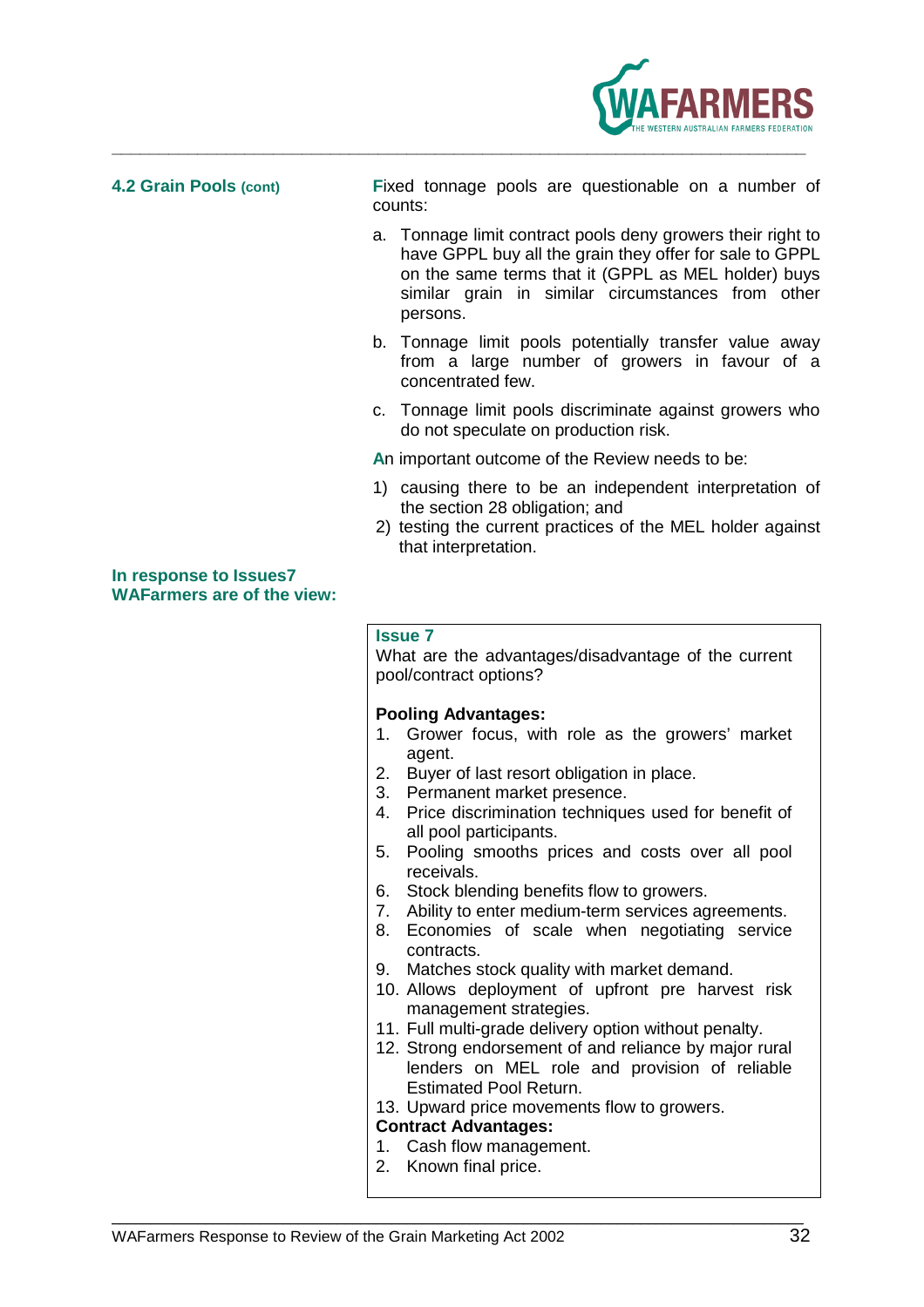**4.2 Grain Pools (cont)**

Fixed tonnage pools are questionable on a number of counts:

a. Tonnage limit contract pools deny growers their right to have GPPL buy all the grain they offer for sale to GPPL on the same terms that it (GPPL as MEL holder) buys similar grain in similar circumstances from other persons.

b. Tonnage limit pools potentially transfer value away from a large number of growers in favour of a concentrated few.

c. Tonnage limit pools discriminate against growers who do not speculate on production risk.

An important outcome of the Review needs to be:

1) causing there to be an independent interpretation of the section 28 obligation; and
2) testing the current practices of the MEL holder against that interpretation.

**In response to Issues7 WAFarmers are of the view:**

**Issue 7**

What are the advantages/disadvantage of the current pool/contract options?

**Pooling Advantages:**

1. Grower focus, with role as the growers' market agent.
2. Buyer of last resort obligation in place.
3. Permanent market presence.
4. Price discrimination techniques used for benefit of all pool participants.
5. Pooling smooths prices and costs over all pool receivals.
6. Stock blending benefits flow to growers.
7. Ability to enter medium-term services agreements.
8. Economies of scale when negotiating service contracts.
9. Matches stock quality with market demand.
10. Allows deployment of upfront pre harvest risk management strategies.
11. Full multi-grade delivery option without penalty.
12. Strong endorsement of and reliance by major rural lenders on MEL role and provision of reliable Estimated Pool Return.
13. Upward price movements flow to growers.

**Contract Advantages:**

1. Cash flow management.
2. Known final price.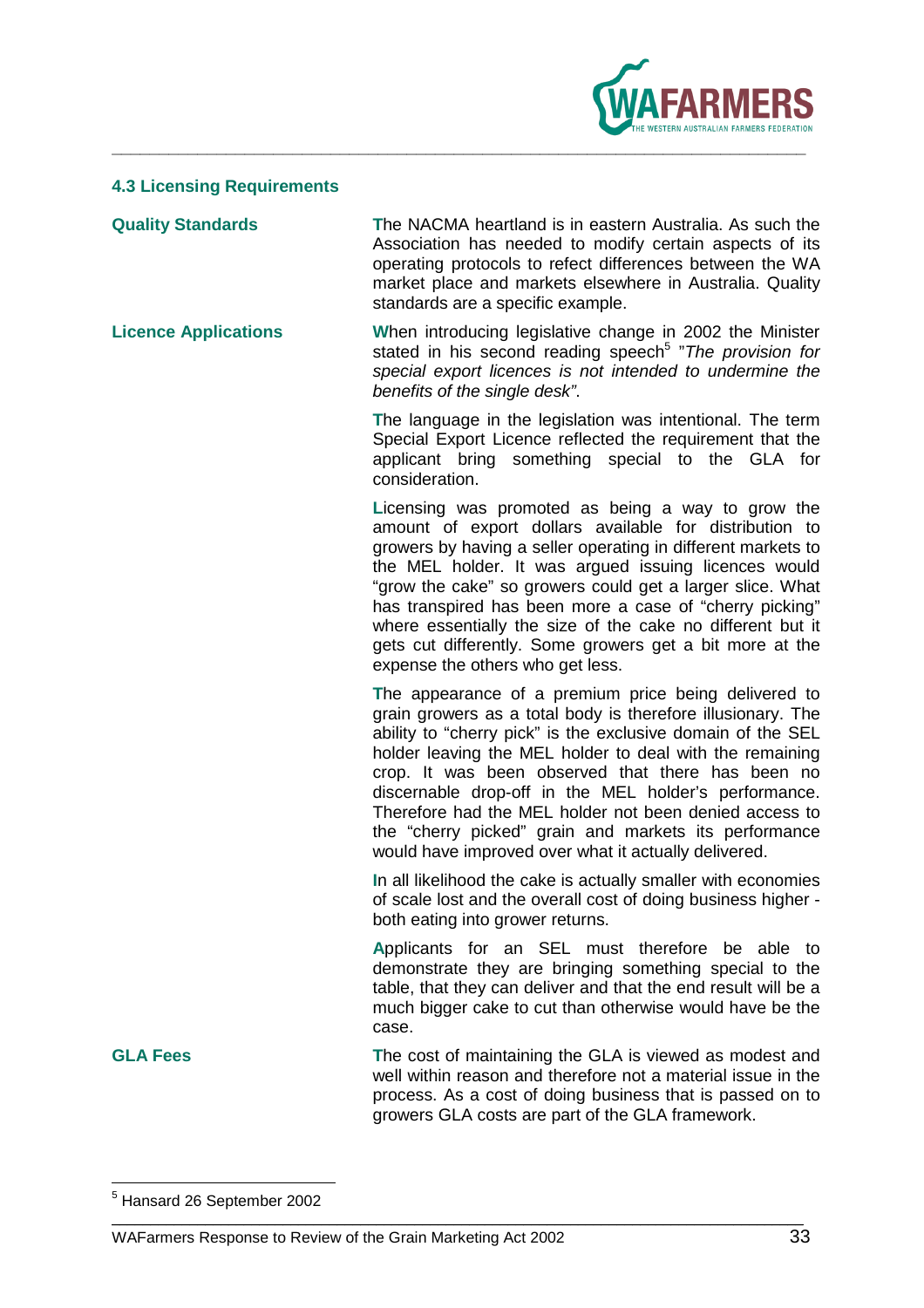### 4.3 Licensing Requirements

**Quality Standards**

The NACMA heartland is in eastern Australia. As such the Association has needed to modify certain aspects of its operating protocols to refect differences between the WA market place and markets elsewhere in Australia. Quality standards are a specific example.

**Licence Applications**

When introducing legislative change in 2002 the Minister stated in his second reading speech[5] "*The provision for special export licences is not intended to undermine the benefits of the single desk"*.

The language in the legislation was intentional. The term Special Export Licence reflected the requirement that the applicant bring something special to the GLA for consideration.

Licensing was promoted as being a way to grow the amount of export dollars available for distribution to growers by having a seller operating in different markets to the MEL holder. It was argued issuing licences would "grow the cake" so growers could get a larger slice. What has transpired has been more a case of "cherry picking" where essentially the size of the cake no different but it gets cut differently. Some growers get a bit more at the expense the others who get less.

The appearance of a premium price being delivered to grain growers as a total body is therefore illusionary. The ability to "cherry pick" is the exclusive domain of the SEL holder leaving the MEL holder to deal with the remaining crop. It was been observed that there has been no discernable drop-off in the MEL holder's performance. Therefore had the MEL holder not been denied access to the "cherry picked" grain and markets its performance would have improved over what it actually delivered.

In all likelihood the cake is actually smaller with economies of scale lost and the overall cost of doing business higher - both eating into grower returns.

Applicants for an SEL must therefore be able to demonstrate they are bringing something special to the table, that they can deliver and that the end result will be a much bigger cake to cut than otherwise would have be the case.

**GLA Fees**

The cost of maintaining the GLA is viewed as modest and well within reason and therefore not a material issue in the process. As a cost of doing business that is passed on to growers GLA costs are part of the GLA framework.

---

[5] Hansard 26 September 2002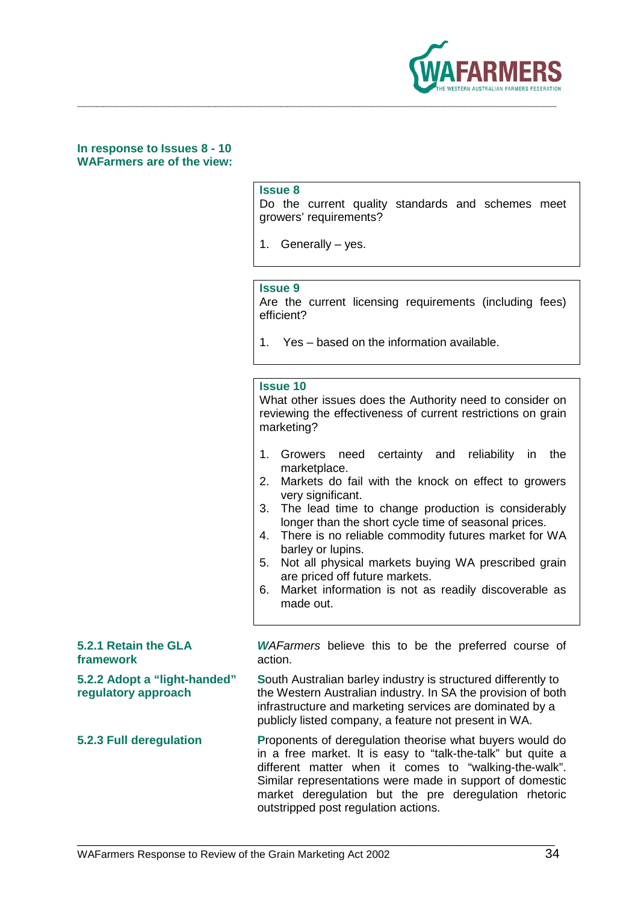**In response to Issues 8 - 10 WAFarmers are of the view:**

**Issue 8**

Do the current quality standards and schemes meet growers' requirements?

1. Generally – yes.

**Issue 9**

Are the current licensing requirements (including fees) efficient?

1. Yes – based on the information available.

**Issue 10**

What other issues does the Authority need to consider on reviewing the effectiveness of current restrictions on grain marketing?

1. Growers need certainty and reliability in the marketplace.
2. Markets do fail with the knock on effect to growers very significant.
3. The lead time to change production is considerably longer than the short cycle time of seasonal prices.
4. There is no reliable commodity futures market for WA barley or lupins.
5. Not all physical markets buying WA prescribed grain are priced off future markets.
6. Market information is not as readily discoverable as made out.

### 5.2.1 Retain the GLA framework

*WAFarmers* believe this to be the preferred course of action.

### 5.2.2 Adopt a "light-handed" regulatory approach

South Australian barley industry is structured differently to the Western Australian industry. In SA the provision of both infrastructure and marketing services are dominated by a publicly listed company, a feature not present in WA.

### 5.2.3 Full deregulation

Proponents of deregulation theorise what buyers would do in a free market. It is easy to "talk-the-talk" but quite a different matter when it comes to "walking-the-walk". Similar representations were made in support of domestic market deregulation but the pre deregulation rhetoric outstripped post regulation actions.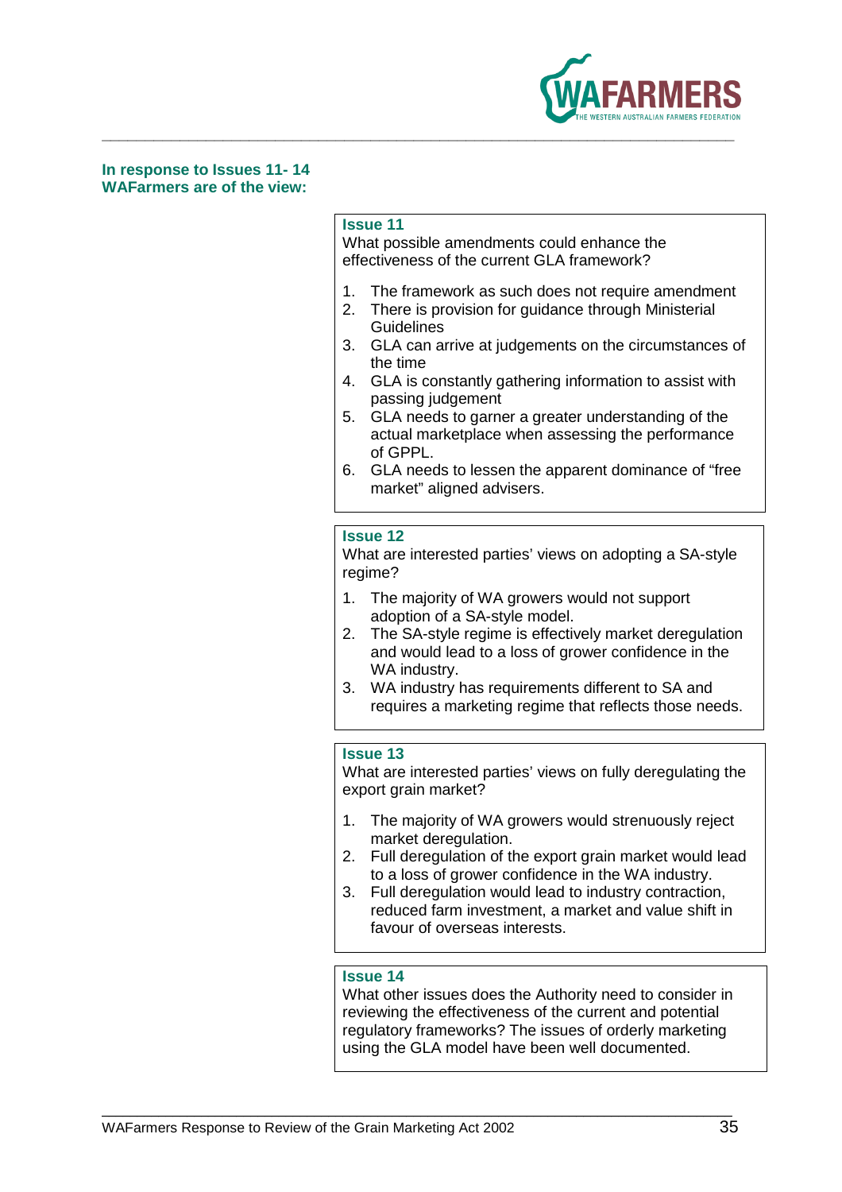**In response to Issues 11- 14**
**WAFarmers are of the view:**

### Issue 11

What possible amendments could enhance the effectiveness of the current GLA framework?

1. The framework as such does not require amendment
2. There is provision for guidance through Ministerial Guidelines
3. GLA can arrive at judgements on the circumstances of the time
4. GLA is constantly gathering information to assist with passing judgement
5. GLA needs to garner a greater understanding of the actual marketplace when assessing the performance of GPPL.
6. GLA needs to lessen the apparent dominance of "free market" aligned advisers.

### Issue 12

What are interested parties' views on adopting a SA-style regime?

1. The majority of WA growers would not support adoption of a SA-style model.
2. The SA-style regime is effectively market deregulation and would lead to a loss of grower confidence in the WA industry.
3. WA industry has requirements different to SA and requires a marketing regime that reflects those needs.

### Issue 13

What are interested parties' views on fully deregulating the export grain market?

1. The majority of WA growers would strenuously reject market deregulation.
2. Full deregulation of the export grain market would lead to a loss of grower confidence in the WA industry.
3. Full deregulation would lead to industry contraction, reduced farm investment, a market and value shift in favour of overseas interests.

### Issue 14

What other issues does the Authority need to consider in reviewing the effectiveness of the current and potential regulatory frameworks? The issues of orderly marketing using the GLA model have been well documented.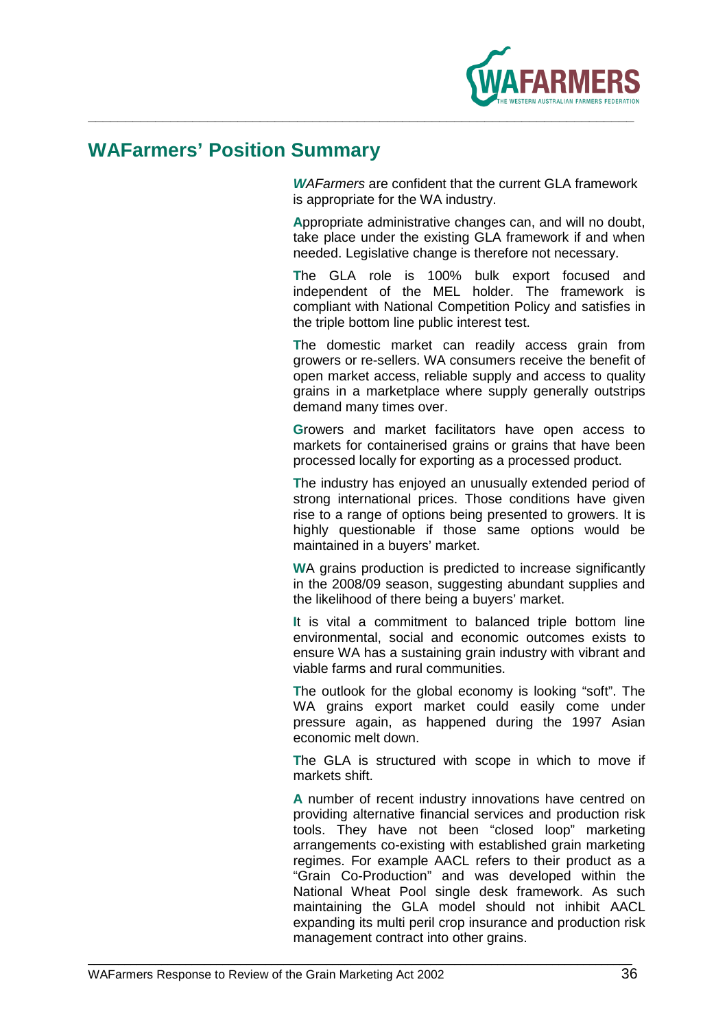## WAFarmers' Position Summary

***W****AFarmers* are confident that the current GLA framework is appropriate for the WA industry.

**A**ppropriate administrative changes can, and will no doubt, take place under the existing GLA framework if and when needed. Legislative change is therefore not necessary.

**T**he GLA role is 100% bulk export focused and independent of the MEL holder. The framework is compliant with National Competition Policy and satisfies in the triple bottom line public interest test.

**T**he domestic market can readily access grain from growers or re-sellers. WA consumers receive the benefit of open market access, reliable supply and access to quality grains in a marketplace where supply generally outstrips demand many times over.

**G**rowers and market facilitators have open access to markets for containerised grains or grains that have been processed locally for exporting as a processed product.

**T**he industry has enjoyed an unusually extended period of strong international prices. Those conditions have given rise to a range of options being presented to growers. It is highly questionable if those same options would be maintained in a buyers' market.

**W**A grains production is predicted to increase significantly in the 2008/09 season, suggesting abundant supplies and the likelihood of there being a buyers' market.

**I**t is vital a commitment to balanced triple bottom line environmental, social and economic outcomes exists to ensure WA has a sustaining grain industry with vibrant and viable farms and rural communities.

**T**he outlook for the global economy is looking "soft". The WA grains export market could easily come under pressure again, as happened during the 1997 Asian economic melt down.

**T**he GLA is structured with scope in which to move if markets shift.

**A** number of recent industry innovations have centred on providing alternative financial services and production risk tools. They have not been "closed loop" marketing arrangements co-existing with established grain marketing regimes. For example AACL refers to their product as a "Grain Co-Production" and was developed within the National Wheat Pool single desk framework. As such maintaining the GLA model should not inhibit AACL expanding its multi peril crop insurance and production risk management contract into other grains.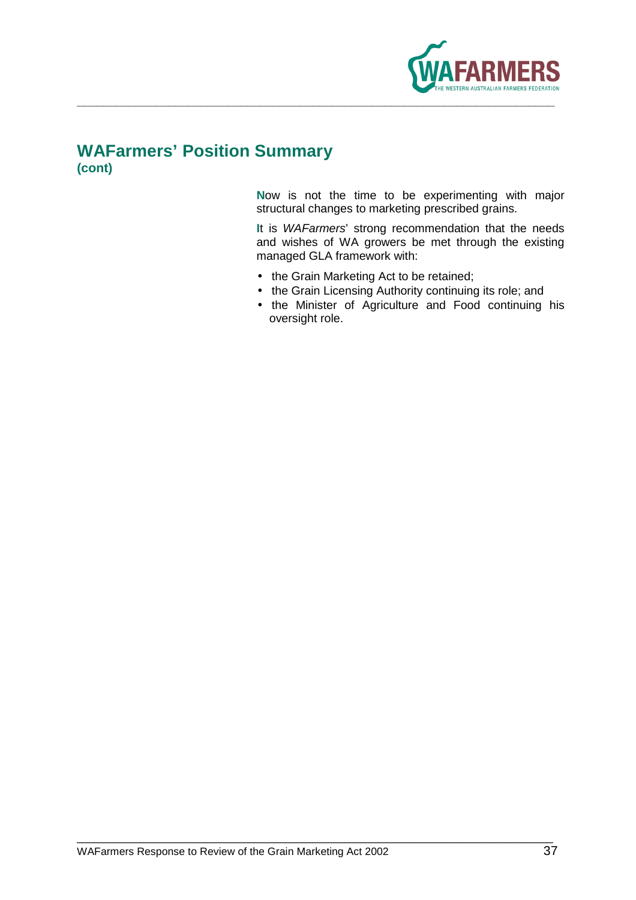## WAFarmers' Position Summary
**(cont)**

Now is not the time to be experimenting with major structural changes to marketing prescribed grains.

It is *WAFarmers*' strong recommendation that the needs and wishes of WA growers be met through the existing managed GLA framework with:

- the Grain Marketing Act to be retained;
- the Grain Licensing Authority continuing its role; and
- the Minister of Agriculture and Food continuing his oversight role.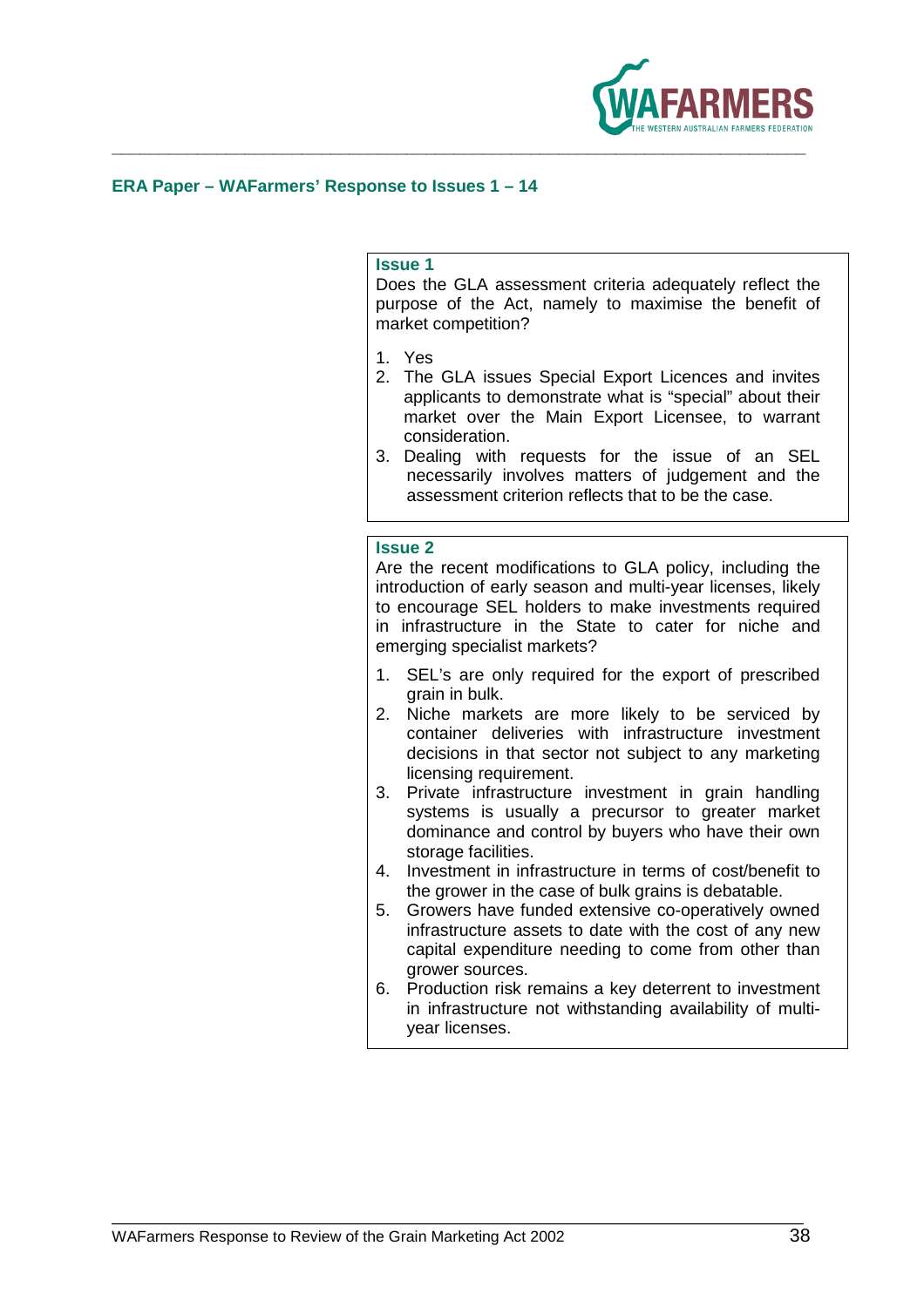## ERA Paper – WAFarmers' Response to Issues 1 – 14

### Issue 1

Does the GLA assessment criteria adequately reflect the purpose of the Act, namely to maximise the benefit of market competition?

1. Yes
2. The GLA issues Special Export Licences and invites applicants to demonstrate what is "special" about their market over the Main Export Licensee, to warrant consideration.
3. Dealing with requests for the issue of an SEL necessarily involves matters of judgement and the assessment criterion reflects that to be the case.

### Issue 2

Are the recent modifications to GLA policy, including the introduction of early season and multi-year licenses, likely to encourage SEL holders to make investments required in infrastructure in the State to cater for niche and emerging specialist markets?

1. SEL's are only required for the export of prescribed grain in bulk.
2. Niche markets are more likely to be serviced by container deliveries with infrastructure investment decisions in that sector not subject to any marketing licensing requirement.
3. Private infrastructure investment in grain handling systems is usually a precursor to greater market dominance and control by buyers who have their own storage facilities.
4. Investment in infrastructure in terms of cost/benefit to the grower in the case of bulk grains is debatable.
5. Growers have funded extensive co-operatively owned infrastructure assets to date with the cost of any new capital expenditure needing to come from other than grower sources.
6. Production risk remains a key deterrent to investment in infrastructure not withstanding availability of multi-year licenses.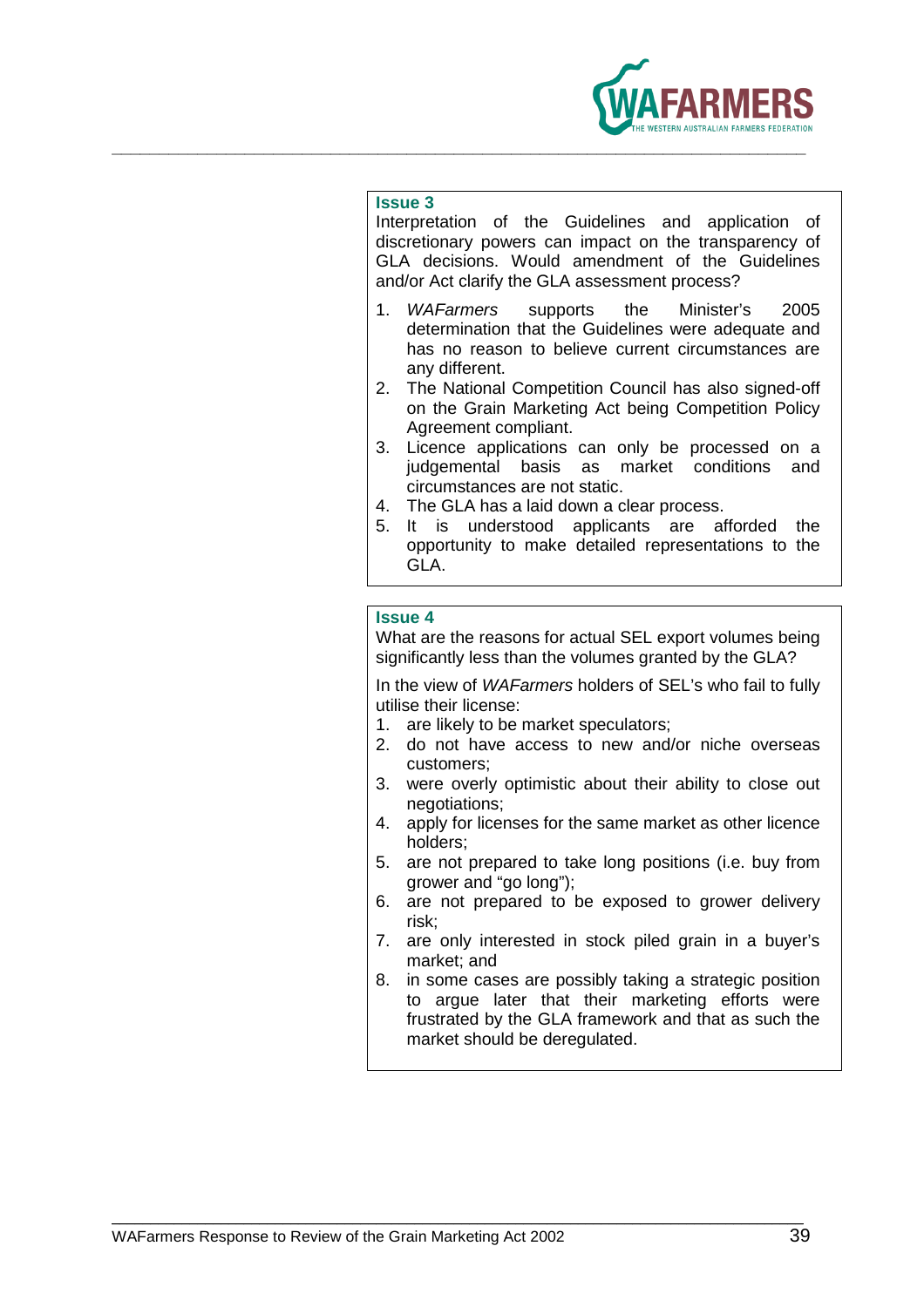**Issue 3**

Interpretation of the Guidelines and application of discretionary powers can impact on the transparency of GLA decisions. Would amendment of the Guidelines and/or Act clarify the GLA assessment process?

1. *WAFarmers* supports the Minister's 2005 determination that the Guidelines were adequate and has no reason to believe current circumstances are any different.
2. The National Competition Council has also signed-off on the Grain Marketing Act being Competition Policy Agreement compliant.
3. Licence applications can only be processed on a judgemental basis as market conditions and circumstances are not static.
4. The GLA has a laid down a clear process.
5. It is understood applicants are afforded the opportunity to make detailed representations to the GLA.

**Issue 4**

What are the reasons for actual SEL export volumes being significantly less than the volumes granted by the GLA?

In the view of *WAFarmers* holders of SEL's who fail to fully utilise their license:

1. are likely to be market speculators;
2. do not have access to new and/or niche overseas customers;
3. were overly optimistic about their ability to close out negotiations;
4. apply for licenses for the same market as other licence holders;
5. are not prepared to take long positions (i.e. buy from grower and "go long");
6. are not prepared to be exposed to grower delivery risk;
7. are only interested in stock piled grain in a buyer's market; and
8. in some cases are possibly taking a strategic position to argue later that their marketing efforts were frustrated by the GLA framework and that as such the market should be deregulated.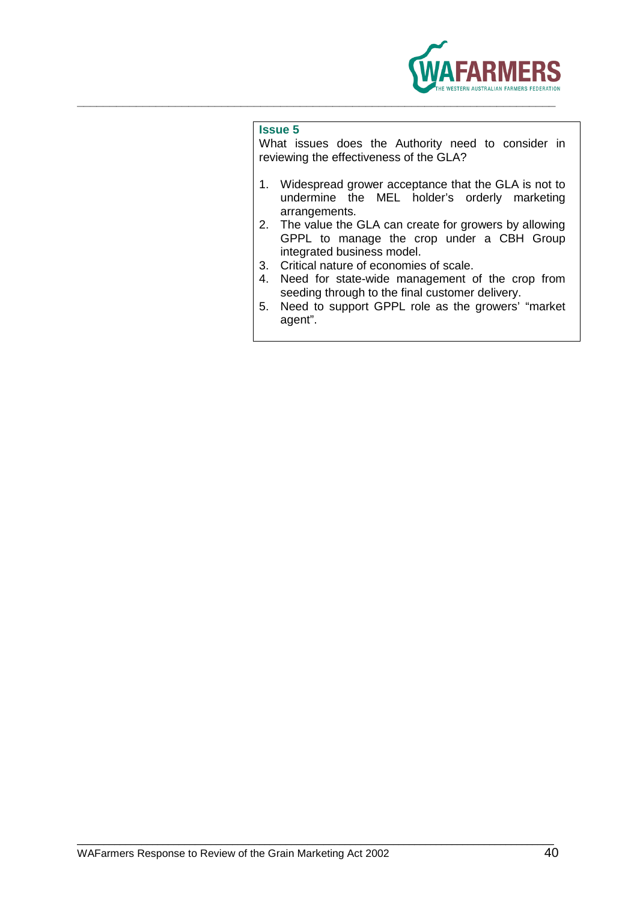**Issue 5**

What issues does the Authority need to consider in reviewing the effectiveness of the GLA?

1. Widespread grower acceptance that the GLA is not to undermine the MEL holder's orderly marketing arrangements.
2. The value the GLA can create for growers by allowing GPPL to manage the crop under a CBH Group integrated business model.
3. Critical nature of economies of scale.
4. Need for state-wide management of the crop from seeding through to the final customer delivery.
5. Need to support GPPL role as the growers' "market agent".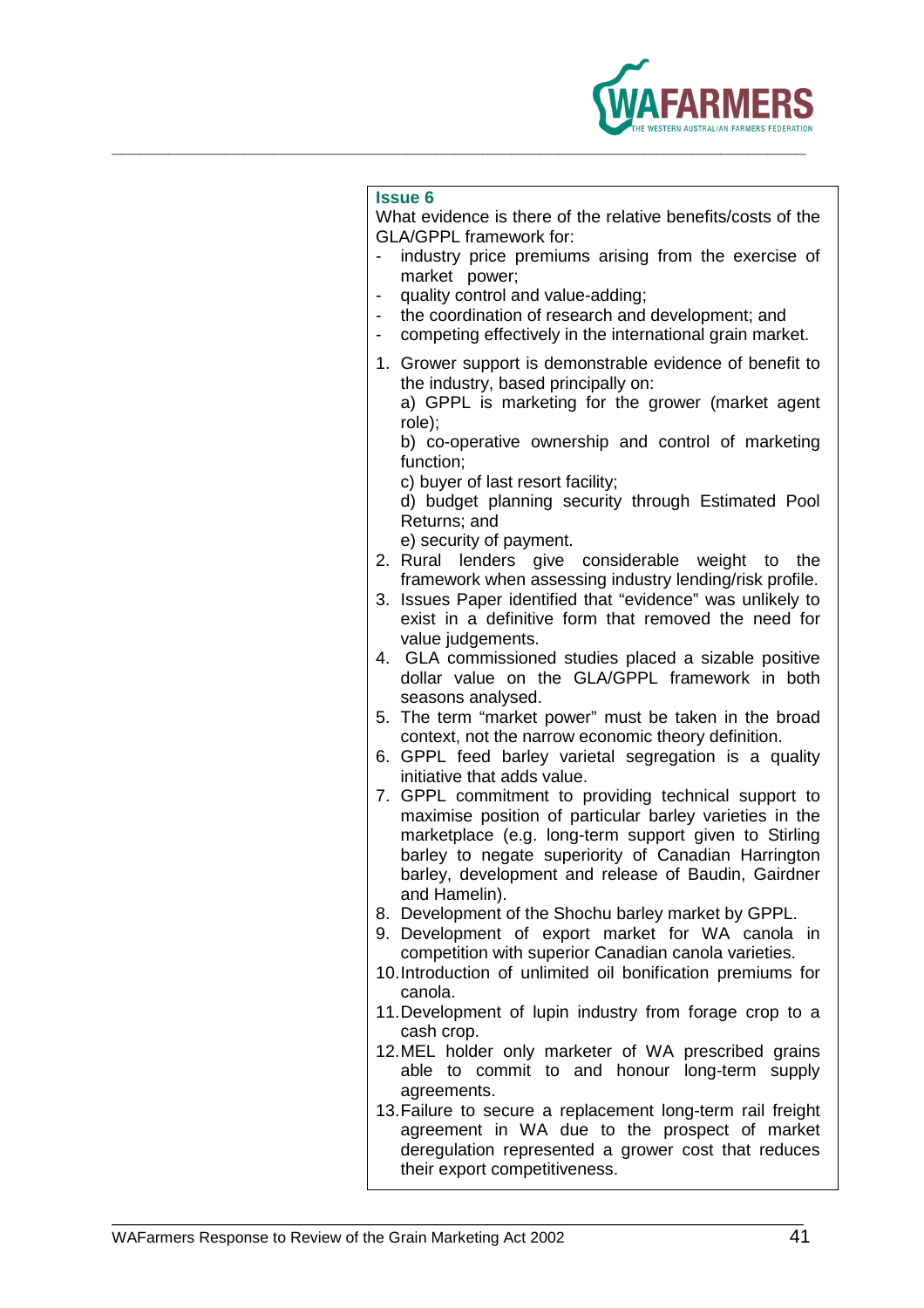**Issue 6**

What evidence is there of the relative benefits/costs of the GLA/GPPL framework for:

- industry price premiums arising from the exercise of market power;
- quality control and value-adding;
- the coordination of research and development; and
- competing effectively in the international grain market.

1. Grower support is demonstrable evidence of benefit to the industry, based principally on:
   a) GPPL is marketing for the grower (market agent role);
   b) co-operative ownership and control of marketing function;
   c) buyer of last resort facility;
   d) budget planning security through Estimated Pool Returns; and
   e) security of payment.
2. Rural lenders give considerable weight to the framework when assessing industry lending/risk profile.
3. Issues Paper identified that "evidence" was unlikely to exist in a definitive form that removed the need for value judgements.
4. GLA commissioned studies placed a sizable positive dollar value on the GLA/GPPL framework in both seasons analysed.
5. The term "market power" must be taken in the broad context, not the narrow economic theory definition.
6. GPPL feed barley varietal segregation is a quality initiative that adds value.
7. GPPL commitment to providing technical support to maximise position of particular barley varieties in the marketplace (e.g. long-term support given to Stirling barley to negate superiority of Canadian Harrington barley, development and release of Baudin, Gairdner and Hamelin).
8. Development of the Shochu barley market by GPPL.
9. Development of export market for WA canola in competition with superior Canadian canola varieties.
10. Introduction of unlimited oil bonification premiums for canola.
11. Development of lupin industry from forage crop to a cash crop.
12. MEL holder only marketer of WA prescribed grains able to commit to and honour long-term supply agreements.
13. Failure to secure a replacement long-term rail freight agreement in WA due to the prospect of market deregulation represented a grower cost that reduces their export competitiveness.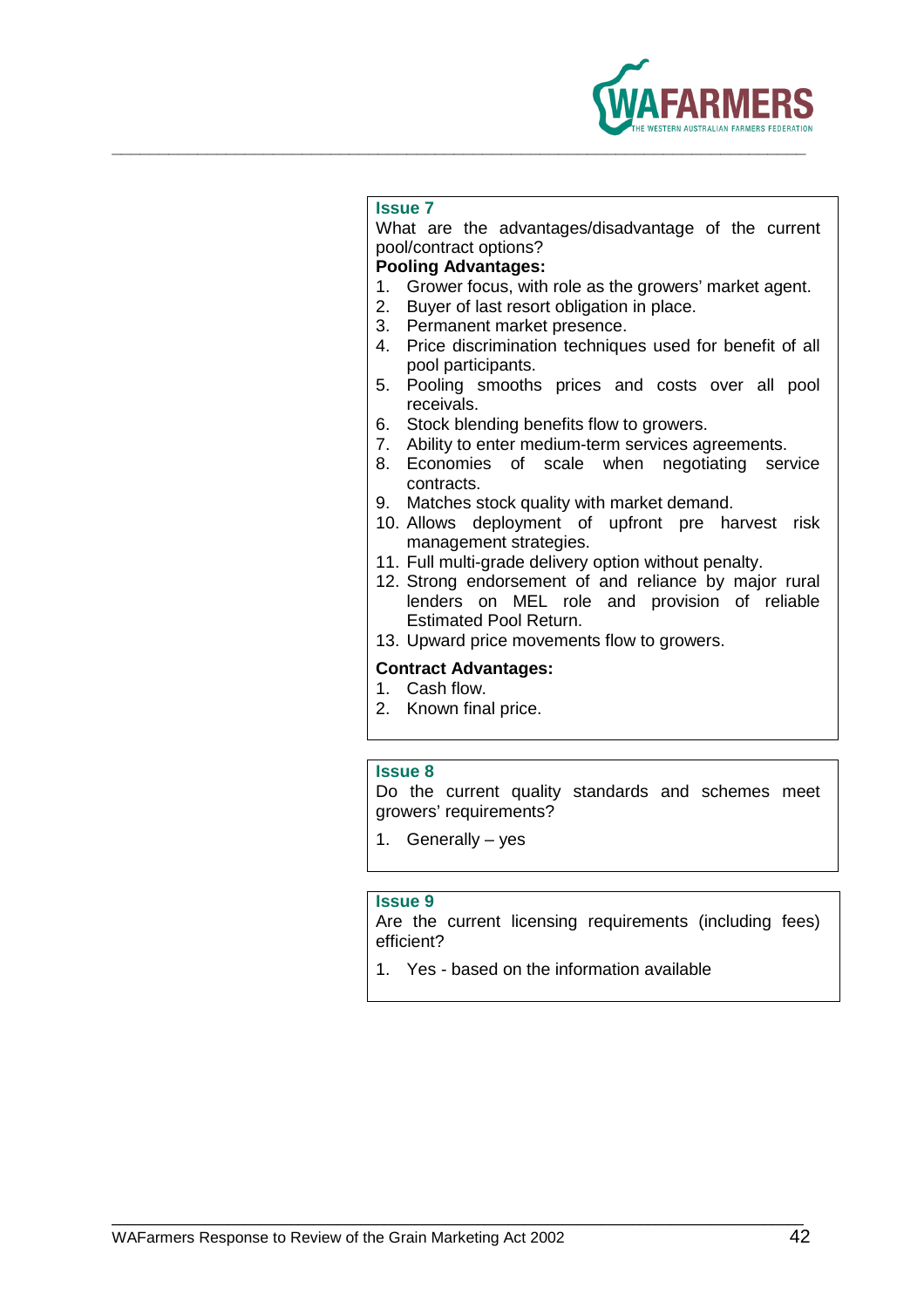### Issue 7

What are the advantages/disadvantage of the current pool/contract options?

**Pooling Advantages:**

1. Grower focus, with role as the growers' market agent.
2. Buyer of last resort obligation in place.
3. Permanent market presence.
4. Price discrimination techniques used for benefit of all pool participants.
5. Pooling smooths prices and costs over all pool receivals.
6. Stock blending benefits flow to growers.
7. Ability to enter medium-term services agreements.
8. Economies of scale when negotiating service contracts.
9. Matches stock quality with market demand.
10. Allows deployment of upfront pre harvest risk management strategies.
11. Full multi-grade delivery option without penalty.
12. Strong endorsement of and reliance by major rural lenders on MEL role and provision of reliable Estimated Pool Return.
13. Upward price movements flow to growers.

**Contract Advantages:**

1. Cash flow.
2. Known final price.

### Issue 8

Do the current quality standards and schemes meet growers' requirements?

1. Generally – yes

### Issue 9

Are the current licensing requirements (including fees) efficient?

1. Yes - based on the information available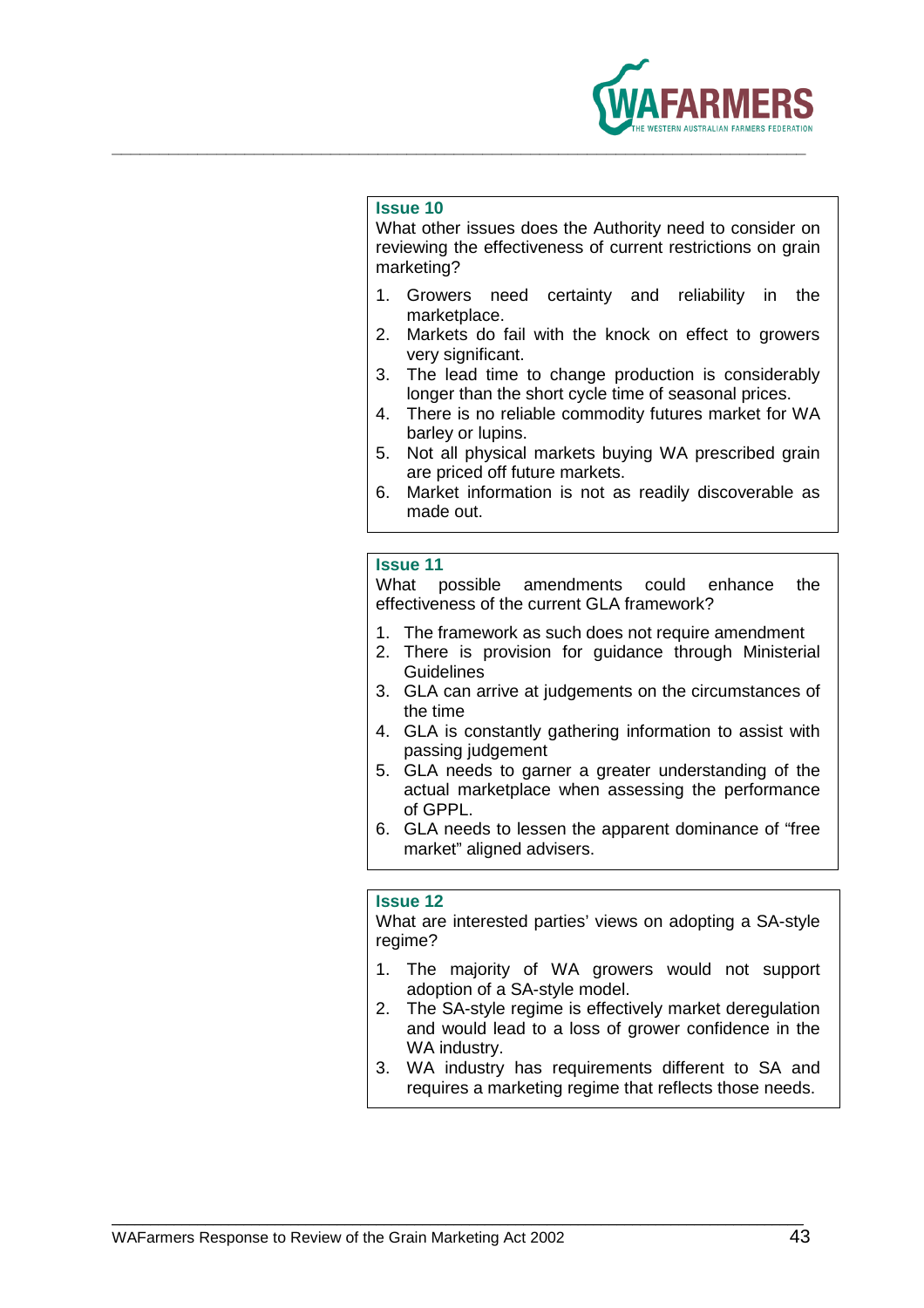**Issue 10**

What other issues does the Authority need to consider on reviewing the effectiveness of current restrictions on grain marketing?

1. Growers need certainty and reliability in the marketplace.
2. Markets do fail with the knock on effect to growers very significant.
3. The lead time to change production is considerably longer than the short cycle time of seasonal prices.
4. There is no reliable commodity futures market for WA barley or lupins.
5. Not all physical markets buying WA prescribed grain are priced off future markets.
6. Market information is not as readily discoverable as made out.

**Issue 11**

What possible amendments could enhance the effectiveness of the current GLA framework?

1. The framework as such does not require amendment
2. There is provision for guidance through Ministerial Guidelines
3. GLA can arrive at judgements on the circumstances of the time
4. GLA is constantly gathering information to assist with passing judgement
5. GLA needs to garner a greater understanding of the actual marketplace when assessing the performance of GPPL.
6. GLA needs to lessen the apparent dominance of “free market” aligned advisers.

**Issue 12**

What are interested parties’ views on adopting a SA-style regime?

1. The majority of WA growers would not support adoption of a SA-style model.
2. The SA-style regime is effectively market deregulation and would lead to a loss of grower confidence in the WA industry.
3. WA industry has requirements different to SA and requires a marketing regime that reflects those needs.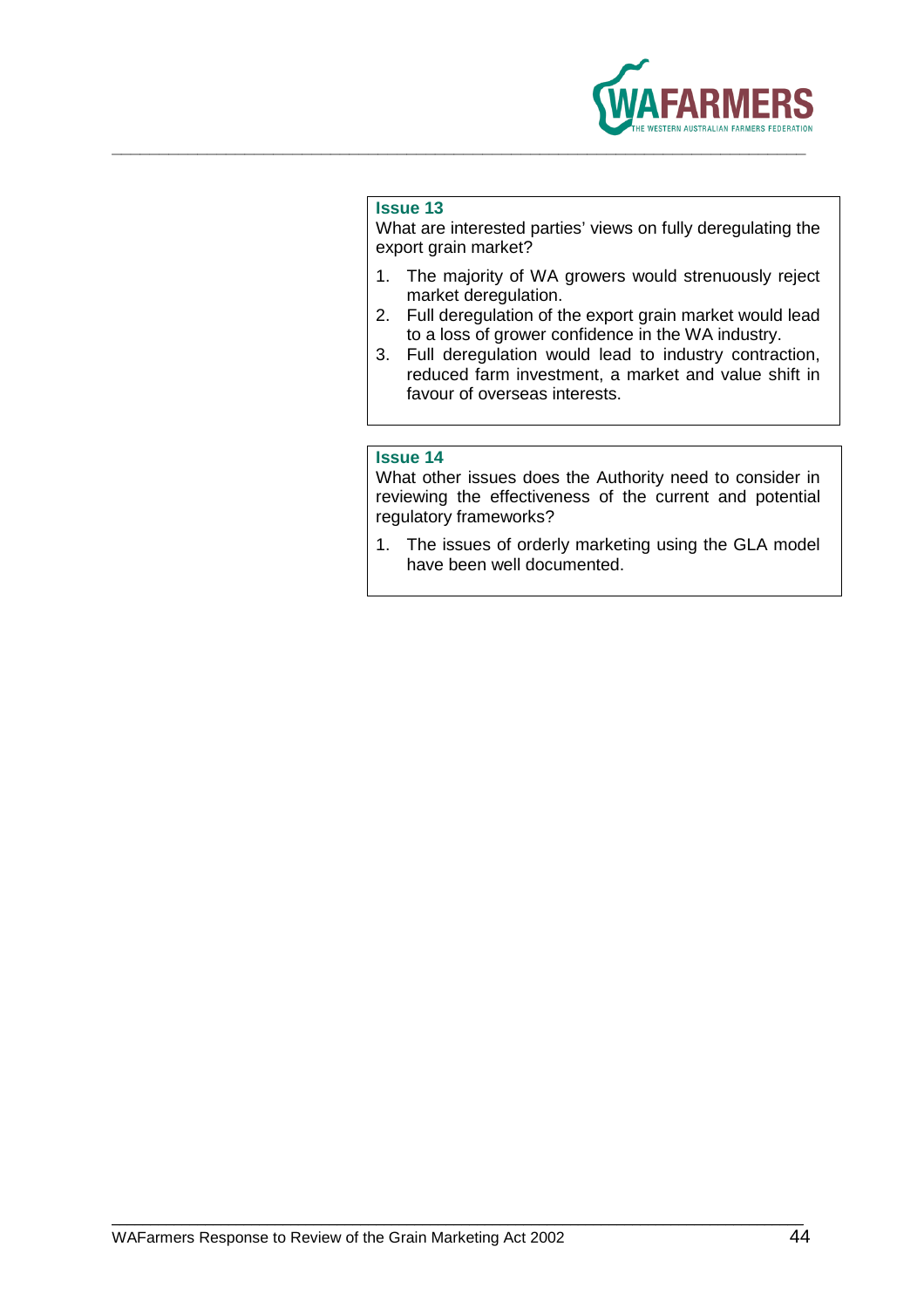**Issue 13**

What are interested parties' views on fully deregulating the export grain market?

1. The majority of WA growers would strenuously reject market deregulation.
2. Full deregulation of the export grain market would lead to a loss of grower confidence in the WA industry.
3. Full deregulation would lead to industry contraction, reduced farm investment, a market and value shift in favour of overseas interests.

**Issue 14**

What other issues does the Authority need to consider in reviewing the effectiveness of the current and potential regulatory frameworks?

1. The issues of orderly marketing using the GLA model have been well documented.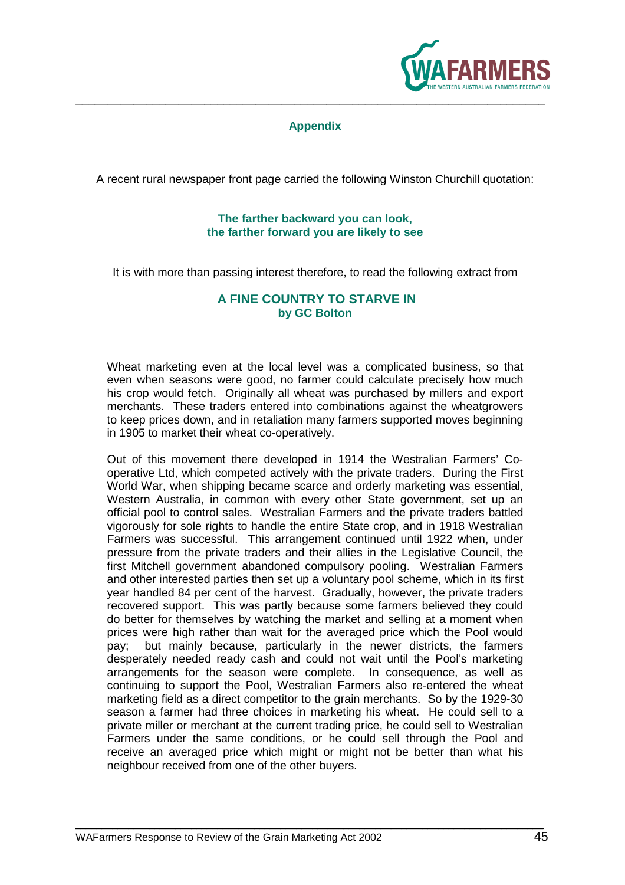## Appendix

A recent rural newspaper front page carried the following Winston Churchill quotation:

**The farther backward you can look,**
**the farther forward you are likely to see**

It is with more than passing interest therefore, to read the following extract from

### A FINE COUNTRY TO STARVE IN
**by GC Bolton**

Wheat marketing even at the local level was a complicated business, so that even when seasons were good, no farmer could calculate precisely how much his crop would fetch. Originally all wheat was purchased by millers and export merchants. These traders entered into combinations against the wheatgrowers to keep prices down, and in retaliation many farmers supported moves beginning in 1905 to market their wheat co-operatively.

Out of this movement there developed in 1914 the Westralian Farmers' Co-operative Ltd, which competed actively with the private traders. During the First World War, when shipping became scarce and orderly marketing was essential, Western Australia, in common with every other State government, set up an official pool to control sales. Westralian Farmers and the private traders battled vigorously for sole rights to handle the entire State crop, and in 1918 Westralian Farmers was successful. This arrangement continued until 1922 when, under pressure from the private traders and their allies in the Legislative Council, the first Mitchell government abandoned compulsory pooling. Westralian Farmers and other interested parties then set up a voluntary pool scheme, which in its first year handled 84 per cent of the harvest. Gradually, however, the private traders recovered support. This was partly because some farmers believed they could do better for themselves by watching the market and selling at a moment when prices were high rather than wait for the averaged price which the Pool would pay; but mainly because, particularly in the newer districts, the farmers desperately needed ready cash and could not wait until the Pool's marketing arrangements for the season were complete. In consequence, as well as continuing to support the Pool, Westralian Farmers also re-entered the wheat marketing field as a direct competitor to the grain merchants. So by the 1929-30 season a farmer had three choices in marketing his wheat. He could sell to a private miller or merchant at the current trading price, he could sell to Westralian Farmers under the same conditions, or he could sell through the Pool and receive an averaged price which might or might not be better than what his neighbour received from one of the other buyers.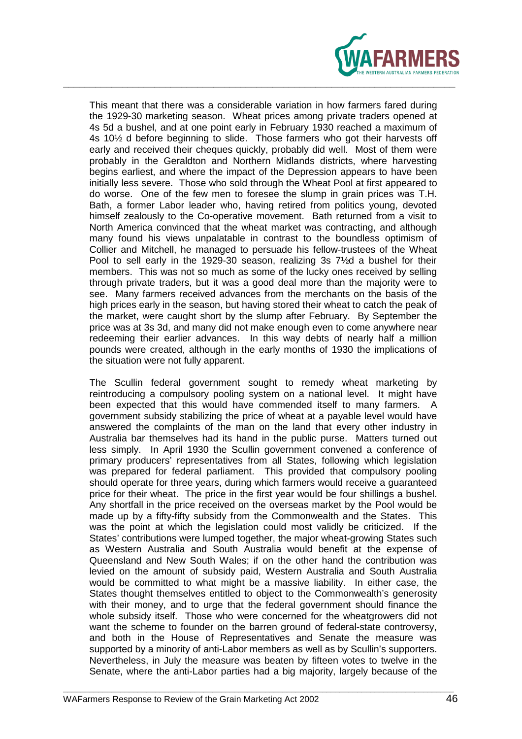This meant that there was a considerable variation in how farmers fared during the 1929-30 marketing season. Wheat prices among private traders opened at 4s 5d a bushel, and at one point early in February 1930 reached a maximum of 4s 10½ d before beginning to slide. Those farmers who got their harvests off early and received their cheques quickly, probably did well. Most of them were probably in the Geraldton and Northern Midlands districts, where harvesting begins earliest, and where the impact of the Depression appears to have been initially less severe. Those who sold through the Wheat Pool at first appeared to do worse. One of the few men to foresee the slump in grain prices was T.H. Bath, a former Labor leader who, having retired from politics young, devoted himself zealously to the Co-operative movement. Bath returned from a visit to North America convinced that the wheat market was contracting, and although many found his views unpalatable in contrast to the boundless optimism of Collier and Mitchell, he managed to persuade his fellow-trustees of the Wheat Pool to sell early in the 1929-30 season, realizing 3s 7½d a bushel for their members. This was not so much as some of the lucky ones received by selling through private traders, but it was a good deal more than the majority were to see. Many farmers received advances from the merchants on the basis of the high prices early in the season, but having stored their wheat to catch the peak of the market, were caught short by the slump after February. By September the price was at 3s 3d, and many did not make enough even to come anywhere near redeeming their earlier advances. In this way debts of nearly half a million pounds were created, although in the early months of 1930 the implications of the situation were not fully apparent.

The Scullin federal government sought to remedy wheat marketing by reintroducing a compulsory pooling system on a national level. It might have been expected that this would have commended itself to many farmers. A government subsidy stabilizing the price of wheat at a payable level would have answered the complaints of the man on the land that every other industry in Australia bar themselves had its hand in the public purse. Matters turned out less simply. In April 1930 the Scullin government convened a conference of primary producers' representatives from all States, following which legislation was prepared for federal parliament. This provided that compulsory pooling should operate for three years, during which farmers would receive a guaranteed price for their wheat. The price in the first year would be four shillings a bushel. Any shortfall in the price received on the overseas market by the Pool would be made up by a fifty-fifty subsidy from the Commonwealth and the States. This was the point at which the legislation could most validly be criticized. If the States' contributions were lumped together, the major wheat-growing States such as Western Australia and South Australia would benefit at the expense of Queensland and New South Wales; if on the other hand the contribution was levied on the amount of subsidy paid, Western Australia and South Australia would be committed to what might be a massive liability. In either case, the States thought themselves entitled to object to the Commonwealth's generosity with their money, and to urge that the federal government should finance the whole subsidy itself. Those who were concerned for the wheatgrowers did not want the scheme to founder on the barren ground of federal-state controversy, and both in the House of Representatives and Senate the measure was supported by a minority of anti-Labor members as well as by Scullin's supporters. Nevertheless, in July the measure was beaten by fifteen votes to twelve in the Senate, where the anti-Labor parties had a big majority, largely because of the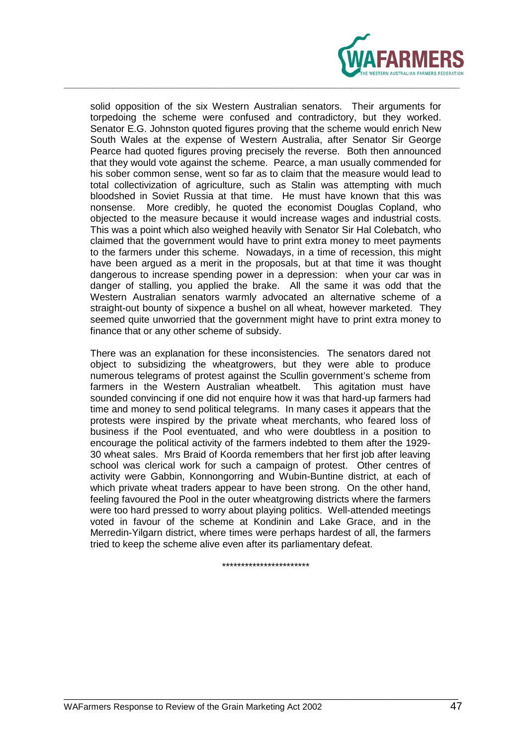solid opposition of the six Western Australian senators. Their arguments for torpedoing the scheme were confused and contradictory, but they worked. Senator E.G. Johnston quoted figures proving that the scheme would enrich New South Wales at the expense of Western Australia, after Senator Sir George Pearce had quoted figures proving precisely the reverse. Both then announced that they would vote against the scheme. Pearce, a man usually commended for his sober common sense, went so far as to claim that the measure would lead to total collectivization of agriculture, such as Stalin was attempting with much bloodshed in Soviet Russia at that time. He must have known that this was nonsense. More credibly, he quoted the economist Douglas Copland, who objected to the measure because it would increase wages and industrial costs. This was a point which also weighed heavily with Senator Sir Hal Colebatch, who claimed that the government would have to print extra money to meet payments to the farmers under this scheme. Nowadays, in a time of recession, this might have been argued as a merit in the proposals, but at that time it was thought dangerous to increase spending power in a depression: when your car was in danger of stalling, you applied the brake. All the same it was odd that the Western Australian senators warmly advocated an alternative scheme of a straight-out bounty of sixpence a bushel on all wheat, however marketed. They seemed quite unworried that the government might have to print extra money to finance that or any other scheme of subsidy.

There was an explanation for these inconsistencies. The senators dared not object to subsidizing the wheatgrowers, but they were able to produce numerous telegrams of protest against the Scullin government's scheme from farmers in the Western Australian wheatbelt. This agitation must have sounded convincing if one did not enquire how it was that hard-up farmers had time and money to send political telegrams. In many cases it appears that the protests were inspired by the private wheat merchants, who feared loss of business if the Pool eventuated, and who were doubtless in a position to encourage the political activity of the farmers indebted to them after the 1929-30 wheat sales. Mrs Braid of Koorda remembers that her first job after leaving school was clerical work for such a campaign of protest. Other centres of activity were Gabbin, Konnongorring and Wubin-Buntine district, at each of which private wheat traders appear to have been strong. On the other hand, feeling favoured the Pool in the outer wheatgrowing districts where the farmers were too hard pressed to worry about playing politics. Well-attended meetings voted in favour of the scheme at Kondinin and Lake Grace, and in the Merredin-Yilgarn district, where times were perhaps hardest of all, the farmers tried to keep the scheme alive even after its parliamentary defeat.

**********************